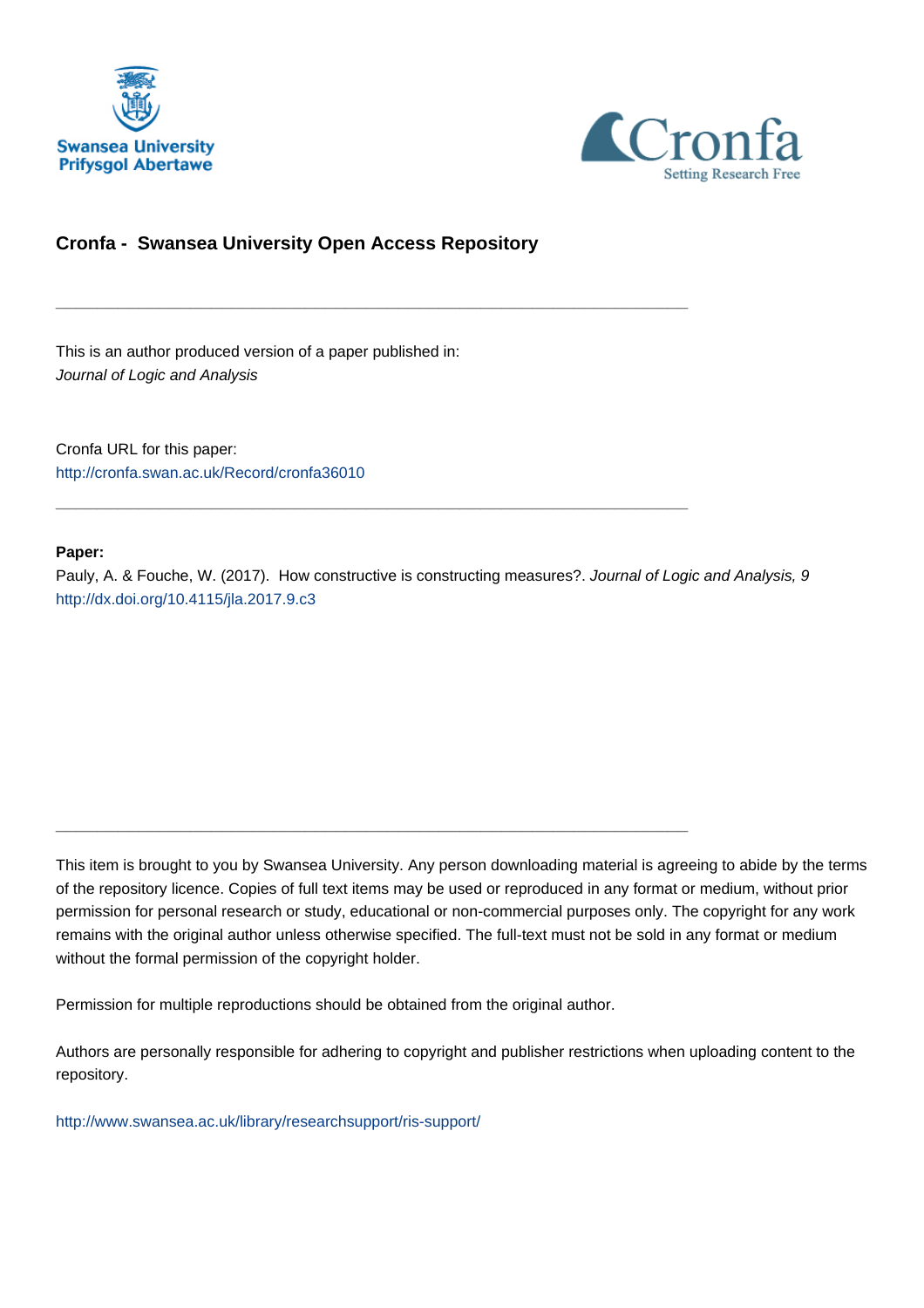Swansea University
Prifysgol Abertawe

Cronfa
Setting Research Free

## Cronfa - Swansea University Open Access Repository

---

This is an author produced version of a paper published in:
*Journal of Logic and Analysis*

Cronfa URL for this paper:
http://cronfa.swan.ac.uk/Record/cronfa36010

---

**Paper:**
Pauly, A. & Fouche, W. (2017). How constructive is constructing measures?. *Journal of Logic and Analysis, 9*
http://dx.doi.org/10.4115/jla.2017.9.c3

---

This item is brought to you by Swansea University. Any person downloading material is agreeing to abide by the terms of the repository licence. Copies of full text items may be used or reproduced in any format or medium, without prior permission for personal research or study, educational or non-commercial purposes only. The copyright for any work remains with the original author unless otherwise specified. The full-text must not be sold in any format or medium without the formal permission of the copyright holder.

Permission for multiple reproductions should be obtained from the original author.

Authors are personally responsible for adhering to copyright and publisher restrictions when uploading content to the repository.

http://www.swansea.ac.uk/library/researchsupport/ris-support/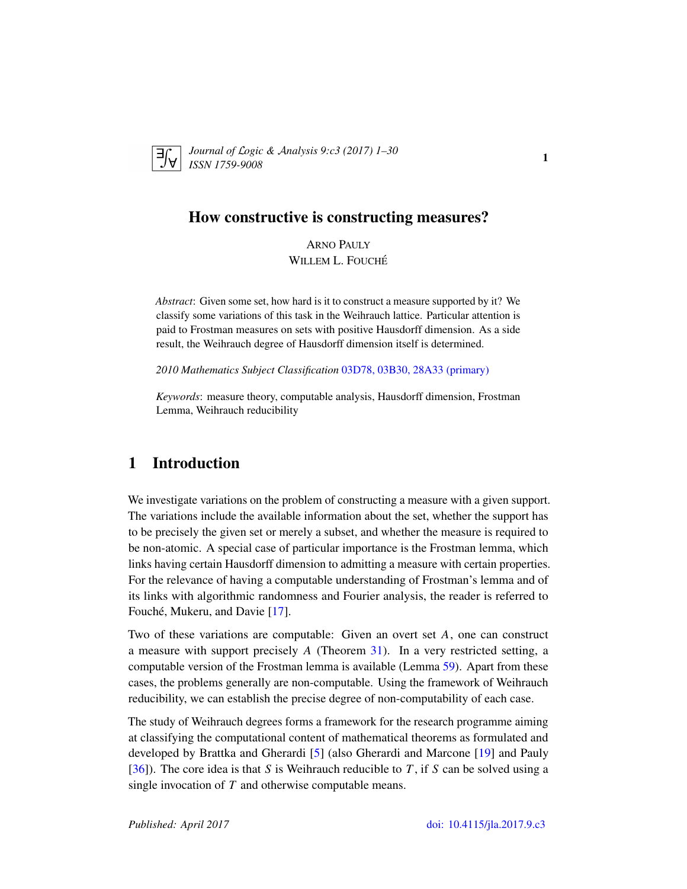# How constructive is constructing measures?

ARNO PAULY
WILLEM L. FOUCHÉ

*Abstract*: Given some set, how hard is it to construct a measure supported by it? We classify some variations of this task in the Weihrauch lattice. Particular attention is paid to Frostman measures on sets with positive Hausdorff dimension. As a side result, the Weihrauch degree of Hausdorff dimension itself is determined.

*2010 Mathematics Subject Classification* 03D78, 03B30, 28A33 (primary)

*Keywords*: measure theory, computable analysis, Hausdorff dimension, Frostman Lemma, Weihrauch reducibility

## 1 Introduction

We investigate variations on the problem of constructing a measure with a given support. The variations include the available information about the set, whether the support has to be precisely the given set or merely a subset, and whether the measure is required to be non-atomic. A special case of particular importance is the Frostman lemma, which links having certain Hausdorff dimension to admitting a measure with certain properties. For the relevance of having a computable understanding of Frostman's lemma and of its links with algorithmic randomness and Fourier analysis, the reader is referred to Fouché, Mukeru, and Davie [17].

Two of these variations are computable: Given an overt set $A$, one can construct a measure with support precisely $A$ (Theorem 31). In a very restricted setting, a computable version of the Frostman lemma is available (Lemma 59). Apart from these cases, the problems generally are non-computable. Using the framework of Weihrauch reducibility, we can establish the precise degree of non-computability of each case.

The study of Weihrauch degrees forms a framework for the research programme aiming at classifying the computational content of mathematical theorems as formulated and developed by Brattka and Gherardi [5] (also Gherardi and Marcone [19] and Pauly [36]). The core idea is that $S$ is Weihrauch reducible to $T$, if $S$ can be solved using a single invocation of $T$ and otherwise computable means.

Published: April 2017 doi: 10.4115/jla.2017.9.c3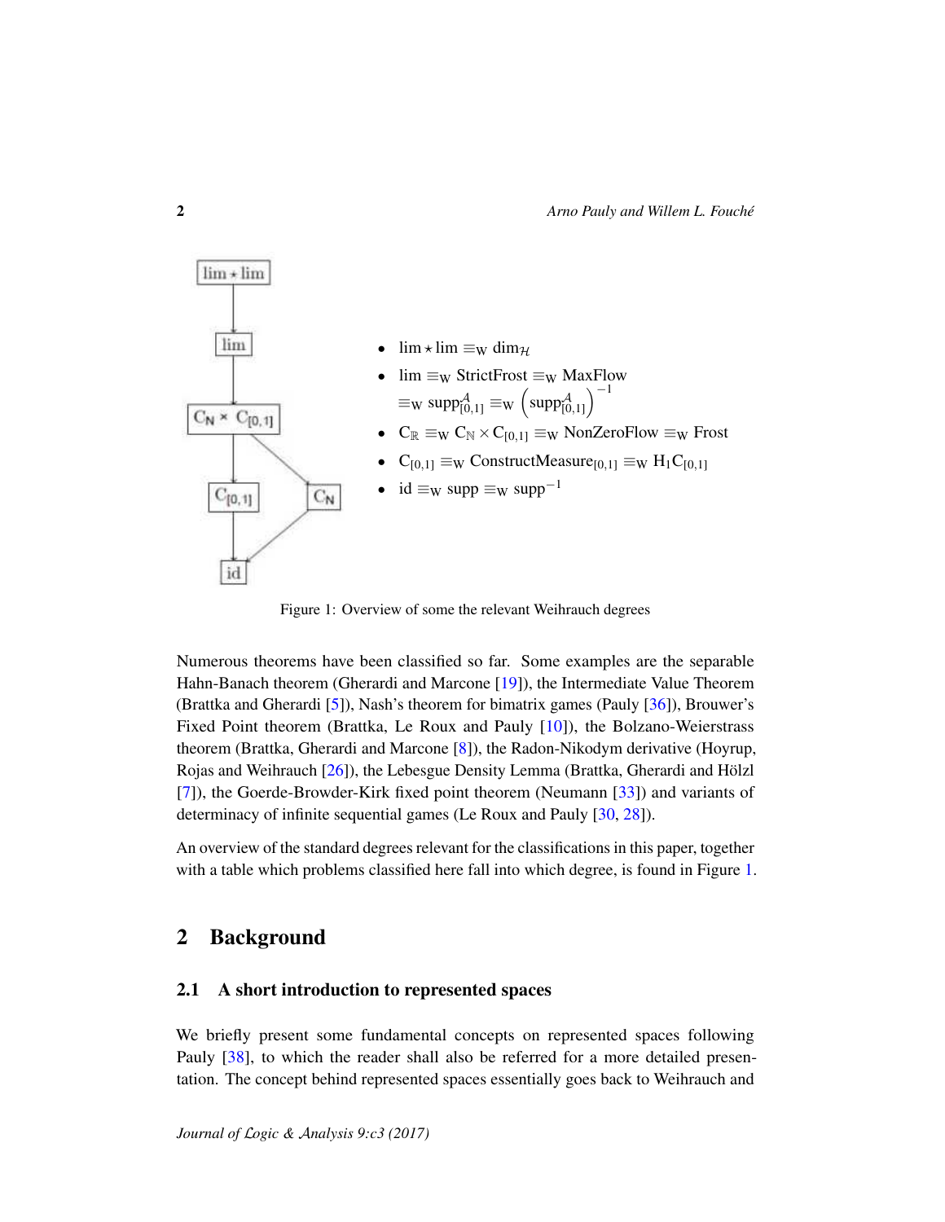- $\lim \star \lim \equiv_W \dim_{\mathcal{H}}$
- $\lim \equiv_W \text{StrictFrost} \equiv_W \text{MaxFlow}$ $\equiv_W \text{supp}^{\mathcal{A}}_{[0,1]} \equiv_W \left(\text{supp}^{\mathcal{A}}_{[0,1]}\right)^{-1}$
- $C_{\mathbb{R}} \equiv_W C_{\mathbb{N}} \times C_{[0,1]} \equiv_W \text{NonZeroFlow} \equiv_W \text{Frost}$
- $C_{[0,1]} \equiv_W \text{ConstructMeasure}_{[0,1]} \equiv_W H_1C_{[0,1]}$
- $\text{id} \equiv_W \text{supp} \equiv_W \text{supp}^{-1}$

Figure 1: Overview of some the relevant Weihrauch degrees

Numerous theorems have been classified so far. Some examples are the separable Hahn-Banach theorem (Gherardi and Marcone [19]), the Intermediate Value Theorem (Brattka and Gherardi [5]), Nash's theorem for bimatrix games (Pauly [36]), Brouwer's Fixed Point theorem (Brattka, Le Roux and Pauly [10]), the Bolzano-Weierstrass theorem (Brattka, Gherardi and Marcone [8]), the Radon-Nikodym derivative (Hoyrup, Rojas and Weihrauch [26]), the Lebesgue Density Lemma (Brattka, Gherardi and Hölzl [7]), the Goerde-Browder-Kirk fixed point theorem (Neumann [33]) and variants of determinacy of infinite sequential games (Le Roux and Pauly [30, 28]).

An overview of the standard degrees relevant for the classifications in this paper, together with a table which problems classified here fall into which degree, is found in Figure 1.

## 2 Background

### 2.1 A short introduction to represented spaces

We briefly present some fundamental concepts on represented spaces following Pauly [38], to which the reader shall also be referred for a more detailed presentation. The concept behind represented spaces essentially goes back to Weihrauch and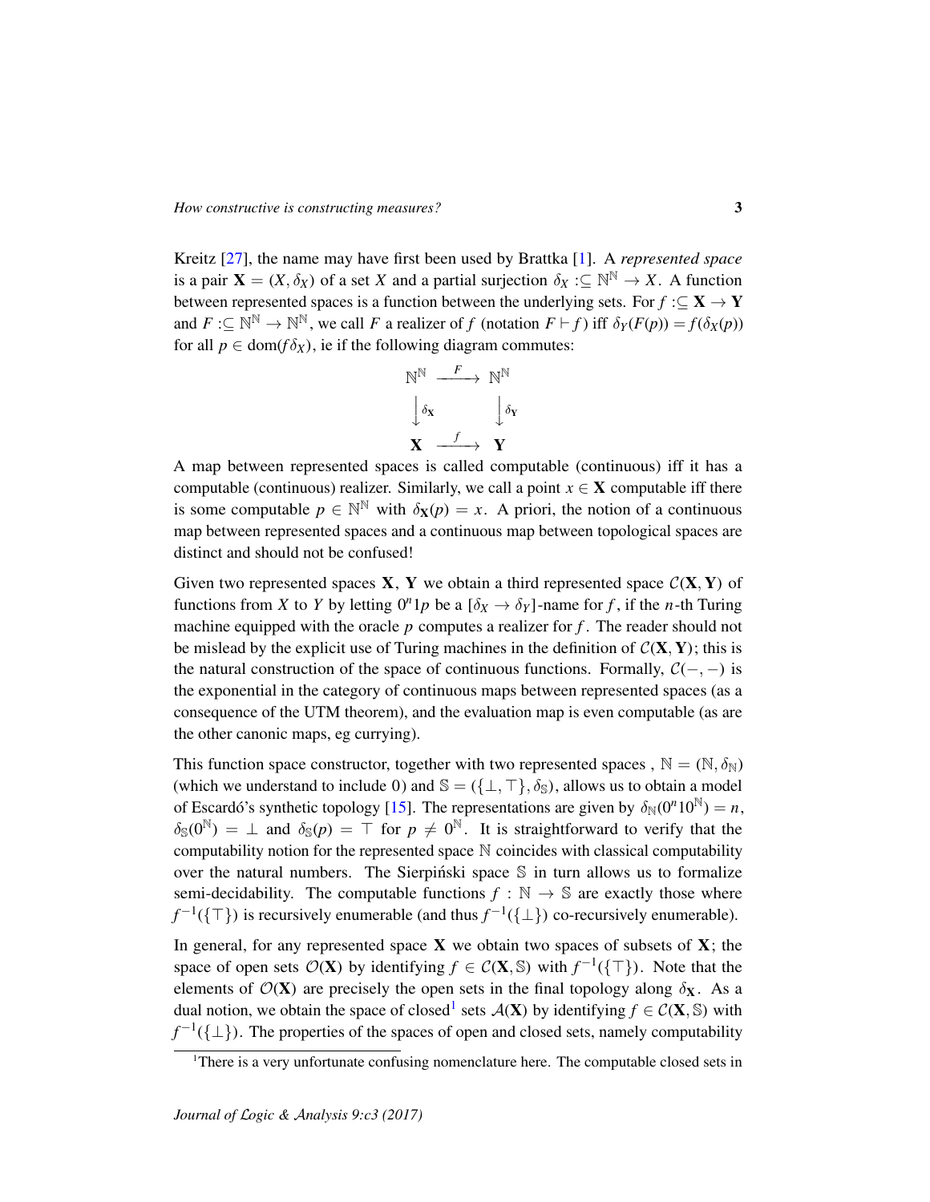Kreitz [27], the name may have first been used by Brattka [1]. A *represented space* is a pair $\mathbf{X} = (X, \delta_X)$ of a set $X$ and a partial surjection $\delta_X :\subseteq \mathbb{N}^\mathbb{N} \to X$. A function between represented spaces is a function between the underlying sets. For $f :\subseteq \mathbf{X} \to \mathbf{Y}$ and $F :\subseteq \mathbb{N}^\mathbb{N} \to \mathbb{N}^\mathbb{N}$, we call $F$ a realizer of $f$ (notation $F \vdash f$) iff $\delta_Y(F(p)) = f(\delta_X(p))$ for all $p \in \operatorname{dom}(f\delta_X)$, ie if the following diagram commutes:

$$\begin{array}{ccc}
\mathbb{N}^\mathbb{N} & \xrightarrow{F} & \mathbb{N}^\mathbb{N} \\
\big\downarrow \delta_\mathbf{X} & & \big\downarrow \delta_\mathbf{Y} \\
\mathbf{X} & \xrightarrow{f} & \mathbf{Y}
\end{array}$$

A map between represented spaces is called computable (continuous) iff it has a computable (continuous) realizer. Similarly, we call a point $x \in \mathbf{X}$ computable iff there is some computable $p \in \mathbb{N}^\mathbb{N}$ with $\delta_\mathbf{X}(p) = x$. A priori, the notion of a continuous map between represented spaces and a continuous map between topological spaces are distinct and should not be confused!

Given two represented spaces $\mathbf{X}$, $\mathbf{Y}$ we obtain a third represented space $\mathcal{C}(\mathbf{X}, \mathbf{Y})$ of functions from $X$ to $Y$ by letting $0^n1p$ be a $[\delta_X \to \delta_Y]$-name for $f$, if the $n$-th Turing machine equipped with the oracle $p$ computes a realizer for $f$. The reader should not be mislead by the explicit use of Turing machines in the definition of $\mathcal{C}(\mathbf{X}, \mathbf{Y})$; this is the natural construction of the space of continuous functions. Formally, $\mathcal{C}(-,-)$ is the exponential in the category of continuous maps between represented spaces (as a consequence of the UTM theorem), and the evaluation map is even computable (as are the other canonical maps, eg currying).

This function space constructor, together with two represented spaces , $\mathbb{N} = (\mathbb{N}, \delta_\mathbb{N})$ (which we understand to include 0) and $\mathbb{S} = (\{\bot, \top\}, \delta_\mathbb{S})$, allows us to obtain a model of Escardó's synthetic topology [15]. The representations are given by $\delta_\mathbb{N}(0^n10^\mathbb{N}) = n$, $\delta_\mathbb{S}(0^\mathbb{N}) = \bot$ and $\delta_\mathbb{S}(p) = \top$ for $p \neq 0^\mathbb{N}$. It is straightforward to verify that the computability notion for the represented space $\mathbb{N}$ coincides with classical computability over the natural numbers. The Sierpiński space $\mathbb{S}$ in turn allows us to formalize semi-decidability. The computable functions $f : \mathbb{N} \to \mathbb{S}$ are exactly those where $f^{-1}(\{\top\})$ is recursively enumerable (and thus $f^{-1}(\{\bot\})$ co-recursively enumerable).

In general, for any represented space $\mathbf{X}$ we obtain two spaces of subsets of $\mathbf{X}$; the space of open sets $\mathcal{O}(\mathbf{X})$ by identifying $f \in \mathcal{C}(\mathbf{X}, \mathbb{S})$ with $f^{-1}(\{\top\})$. Note that the elements of $\mathcal{O}(\mathbf{X})$ are precisely the open sets in the final topology along $\delta_\mathbf{X}$. As a dual notion, we obtain the space of closed[1] sets $\mathcal{A}(\mathbf{X})$ by identifying $f \in \mathcal{C}(\mathbf{X}, \mathbb{S})$ with $f^{-1}(\{\bot\})$. The properties of the spaces of open and closed sets, namely computability

[1] There is a very unfortunate confusing nomenclature here. The computable closed sets in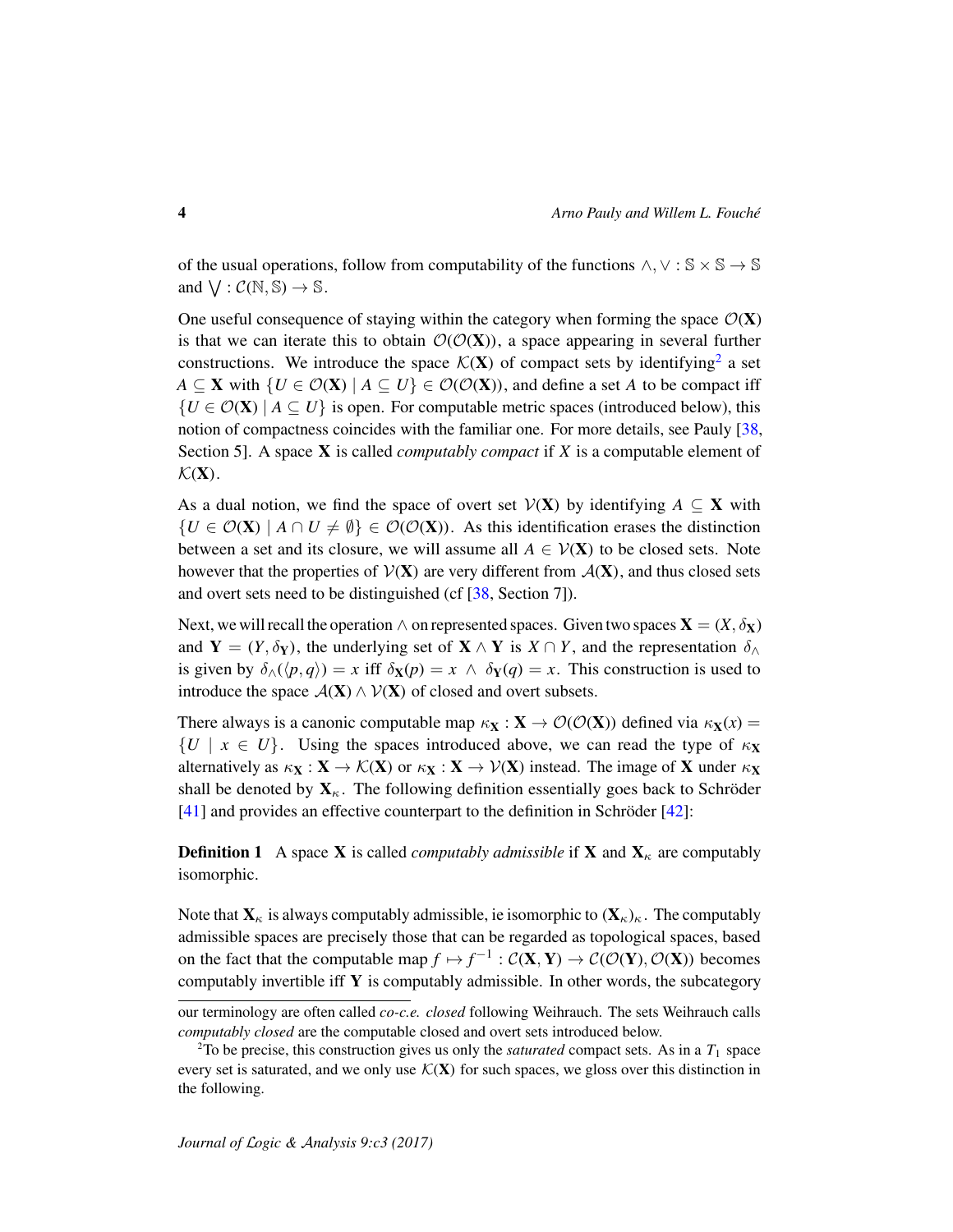of the usual operations, follow from computability of the functions $\wedge, \vee : \mathbb{S} \times \mathbb{S} \to \mathbb{S}$ and $\bigvee : \mathcal{C}(\mathbb{N}, \mathbb{S}) \to \mathbb{S}$.

One useful consequence of staying within the category when forming the space $\mathcal{O}(\mathbf{X})$ is that we can iterate this to obtain $\mathcal{O}(\mathcal{O}(\mathbf{X}))$, a space appearing in several further constructions. We introduce the space $\mathcal{K}(\mathbf{X})$ of compact sets by identifying[2] a set $A \subseteq \mathbf{X}$ with $\{U \in \mathcal{O}(\mathbf{X}) \mid A \subseteq U\} \in \mathcal{O}(\mathcal{O}(\mathbf{X}))$, and define a set $A$ to be compact iff $\{U \in \mathcal{O}(\mathbf{X}) \mid A \subseteq U\}$ is open. For computable metric spaces (introduced below), this notion of compactness coincides with the familiar one. For more details, see Pauly [38, Section 5]. A space $\mathbf{X}$ is called *computably compact* if $X$ is a computable element of $\mathcal{K}(\mathbf{X})$.

As a dual notion, we find the space of overt set $\mathcal{V}(\mathbf{X})$ by identifying $A \subseteq \mathbf{X}$ with $\{U \in \mathcal{O}(\mathbf{X}) \mid A \cap U \neq \emptyset\} \in \mathcal{O}(\mathcal{O}(\mathbf{X}))$. As this identification erases the distinction between a set and its closure, we will assume all $A \in \mathcal{V}(\mathbf{X})$ to be closed sets. Note however that the properties of $\mathcal{V}(\mathbf{X})$ are very different from $\mathcal{A}(\mathbf{X})$, and thus closed sets and overt sets need to be distinguished (cf [38, Section 7]).

Next, we will recall the operation $\wedge$ on represented spaces. Given two spaces $\mathbf{X} = (X, \delta_\mathbf{X})$ and $\mathbf{Y} = (Y, \delta_\mathbf{Y})$, the underlying set of $\mathbf{X} \wedge \mathbf{Y}$ is $X \cap Y$, and the representation $\delta_\wedge$ is given by $\delta_\wedge(\langle p, q\rangle) = x$ iff $\delta_\mathbf{X}(p) = x \ \wedge \ \delta_\mathbf{Y}(q) = x$. This construction is used to introduce the space $\mathcal{A}(\mathbf{X}) \wedge \mathcal{V}(\mathbf{X})$ of closed and overt subsets.

There always is a canonic computable map $\kappa_\mathbf{X} : \mathbf{X} \to \mathcal{O}(\mathcal{O}(\mathbf{X}))$ defined via $\kappa_\mathbf{X}(x) = \{U \mid x \in U\}$. Using the spaces introduced above, we can read the type of $\kappa_\mathbf{X}$ alternatively as $\kappa_\mathbf{X} : \mathbf{X} \to \mathcal{K}(\mathbf{X})$ or $\kappa_\mathbf{X} : \mathbf{X} \to \mathcal{V}(\mathbf{X})$ instead. The image of $\mathbf{X}$ under $\kappa_\mathbf{X}$ shall be denoted by $\mathbf{X}_\kappa$. The following definition essentially goes back to Schröder [41] and provides an effective counterpart to the definition in Schröder [42]:

**Definition 1** A space $\mathbf{X}$ is called *computably admissible* if $\mathbf{X}$ and $\mathbf{X}_\kappa$ are computably isomorphic.

Note that $\mathbf{X}_\kappa$ is always computably admissible, ie isomorphic to $(\mathbf{X}_\kappa)_\kappa$. The computably admissible spaces are precisely those that can be regarded as topological spaces, based on the fact that the computable map $f \mapsto f^{-1} : \mathcal{C}(\mathbf{X}, \mathbf{Y}) \to \mathcal{C}(\mathcal{O}(\mathbf{Y}), \mathcal{O}(\mathbf{X}))$ becomes computably invertible iff $\mathbf{Y}$ is computably admissible. In other words, the subcategory

our terminology are often called *co-c.e. closed* following Weihrauch. The sets Weihrauch calls *computably closed* are the computable closed and overt sets introduced below.

[2] To be precise, this construction gives us only the *saturated* compact sets. As in a $T_1$ space every set is saturated, and we only use $\mathcal{K}(\mathbf{X})$ for such spaces, we gloss over this distinction in the following.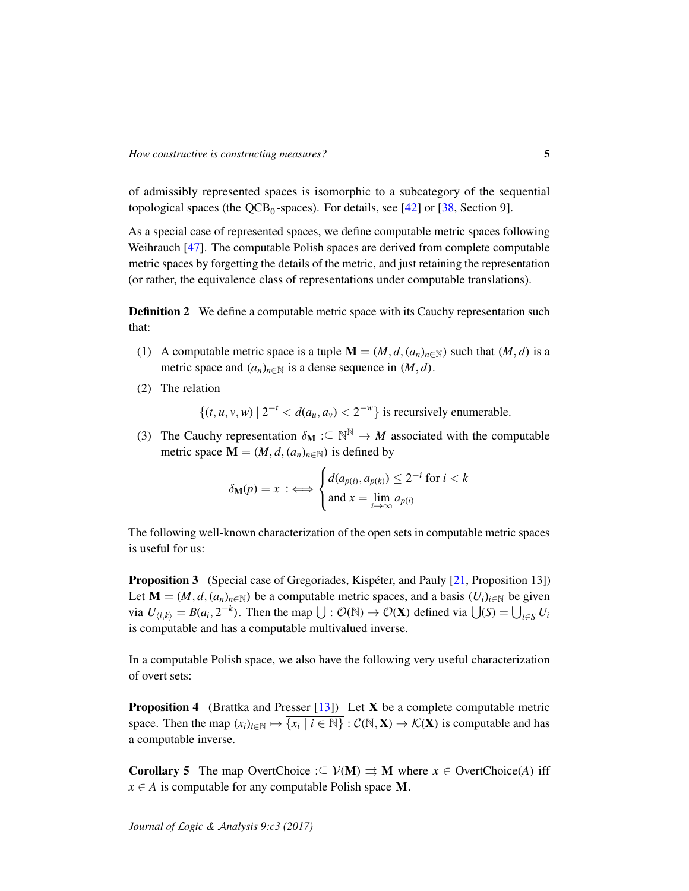of admissibly represented spaces is isomorphic to a subcategory of the sequential topological spaces (the $\mathrm{QCB}_0$-spaces). For details, see [42] or [38, Section 9].

As a special case of represented spaces, we define computable metric spaces following Weihrauch [47]. The computable Polish spaces are derived from complete computable metric spaces by forgetting the details of the metric, and just retaining the representation (or rather, the equivalence class of representations under computable translations).

**Definition 2** We define a computable metric space with its Cauchy representation such that:

(1) A computable metric space is a tuple $\mathbf{M} = (M, d, (a_n)_{n\in\mathbb{N}})$ such that $(M, d)$ is a metric space and $(a_n)_{n\in\mathbb{N}}$ is a dense sequence in $(M, d)$.

(2) The relation

$$\{(t, u, v, w) \mid 2^{-t} < d(a_u, a_v) < 2^{-w}\} \text{ is recursively enumerable.}$$

(3) The Cauchy representation $\delta_{\mathbf{M}} :\subseteq \mathbb{N}^{\mathbb{N}} \to M$ associated with the computable metric space $\mathbf{M} = (M, d, (a_n)_{n\in\mathbb{N}})$ is defined by

$$\delta_{\mathbf{M}}(p) = x \;:\Longleftrightarrow \begin{cases} d(a_{p(i)}, a_{p(k)}) \leq 2^{-i} \text{ for } i < k \\ \text{and } x = \lim_{i\to\infty} a_{p(i)} \end{cases}$$

The following well-known characterization of the open sets in computable metric spaces is useful for us:

**Proposition 3** (Special case of Gregoriades, Kispéter, and Pauly [21, Proposition 13]) Let $\mathbf{M} = (M, d, (a_n)_{n\in\mathbb{N}})$ be a computable metric spaces, and a basis $(U_i)_{i\in\mathbb{N}}$ be given via $U_{\langle i,k\rangle} = B(a_i, 2^{-k})$. Then the map $\bigcup : \mathcal{O}(\mathbb{N}) \to \mathcal{O}(\mathbf{X})$ defined via $\bigcup(S) = \bigcup_{i\in S} U_i$ is computable and has a computable multivalued inverse.

In a computable Polish space, we also have the following very useful characterization of overt sets:

**Proposition 4** (Brattka and Presser [13]) Let $\mathbf{X}$ be a complete computable metric space. Then the map $(x_i)_{i\in\mathbb{N}} \mapsto \overline{\{x_i \mid i \in \mathbb{N}\}} : \mathcal{C}(\mathbb{N}, \mathbf{X}) \to \mathcal{K}(\mathbf{X})$ is computable and has a computable inverse.

**Corollary 5** The map $\mathrm{OvertChoice} :\subseteq \mathcal{V}(\mathbf{M}) \rightrightarrows \mathbf{M}$ where $x \in \mathrm{OvertChoice}(A)$ iff $x \in A$ is computable for any computable Polish space $\mathbf{M}$.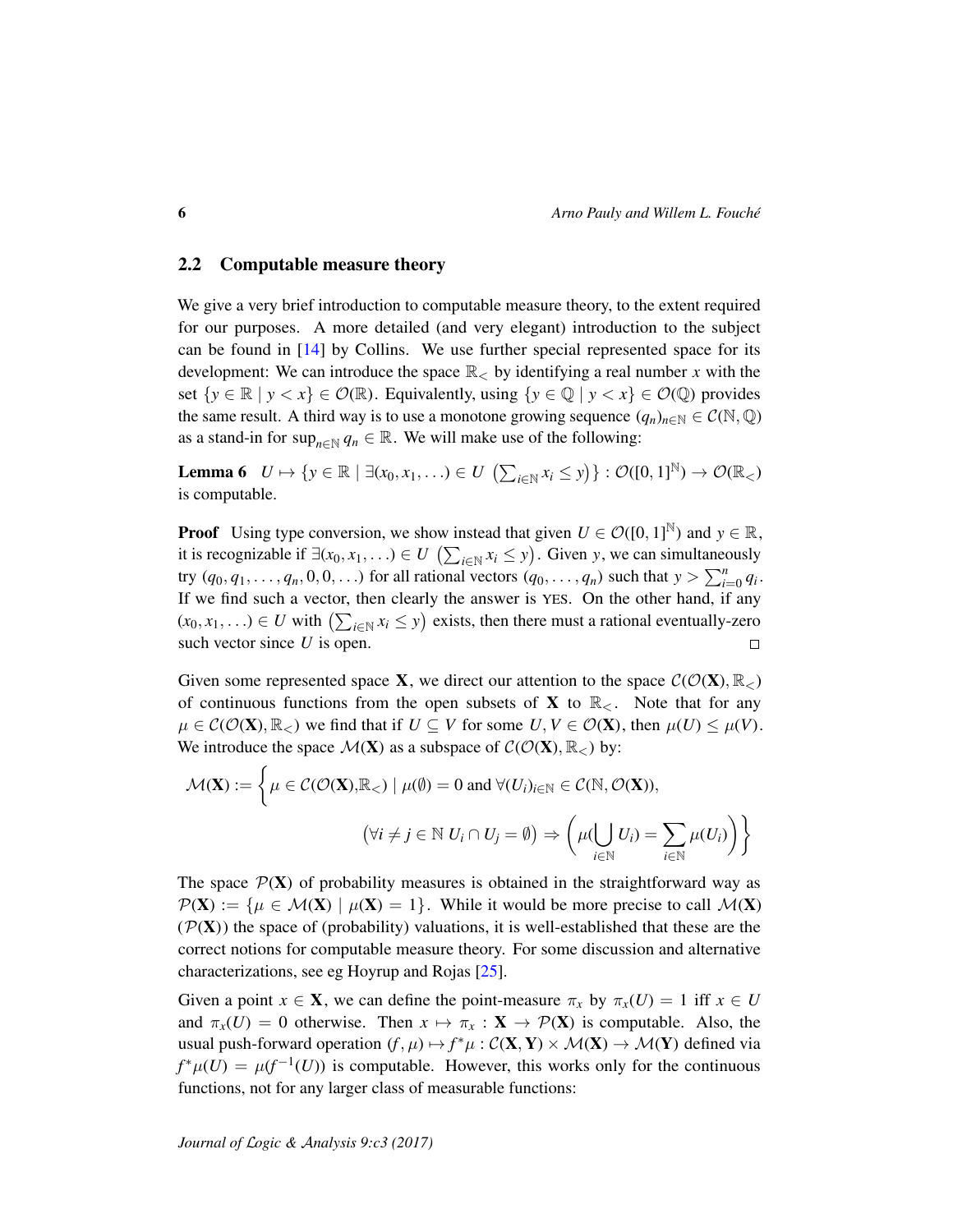## 2.2 Computable measure theory

We give a very brief introduction to computable measure theory, to the extent required for our purposes. A more detailed (and very elegant) introduction to the subject can be found in [14] by Collins. We use further special represented space for its development: We can introduce the space $\mathbb{R}_<$ by identifying a real number $x$ with the set $\{y \in \mathbb{R} \mid y < x\} \in \mathcal{O}(\mathbb{R})$. Equivalently, using $\{y \in \mathbb{Q} \mid y < x\} \in \mathcal{O}(\mathbb{Q})$ provides the same result. A third way is to use a monotone growing sequence $(q_n)_{n\in\mathbb{N}} \in \mathcal{C}(\mathbb{N}, \mathbb{Q})$ as a stand-in for $\sup_{n\in\mathbb{N}} q_n \in \mathbb{R}$. We will make use of the following:

**Lemma 6** $U \mapsto \{y \in \mathbb{R} \mid \exists (x_0, x_1, \ldots) \in U \ \left(\sum_{i\in\mathbb{N}} x_i \leq y\right)\} : \mathcal{O}([0,1]^{\mathbb{N}}) \to \mathcal{O}(\mathbb{R}_<)$ is computable.

**Proof** Using type conversion, we show instead that given $U \in \mathcal{O}([0,1]^{\mathbb{N}})$ and $y \in \mathbb{R}$, it is recognizable if $\exists (x_0, x_1, \ldots) \in U \ \left(\sum_{i\in\mathbb{N}} x_i \leq y\right)$. Given $y$, we can simultaneously try $(q_0, q_1, \ldots, q_n, 0, 0, \ldots)$ for all rational vectors $(q_0, \ldots, q_n)$ such that $y > \sum_{i=0}^{n} q_i$. If we find such a vector, then clearly the answer is YES. On the other hand, if any $(x_0, x_1, \ldots) \in U$ with $\left(\sum_{i\in\mathbb{N}} x_i \leq y\right)$ exists, then there must a rational eventually-zero such vector since $U$ is open. □

Given some represented space $\mathbf{X}$, we direct our attention to the space $\mathcal{C}(\mathcal{O}(\mathbf{X}), \mathbb{R}_<)$ of continuous functions from the open subsets of $\mathbf{X}$ to $\mathbb{R}_<$. Note that for any $\mu \in \mathcal{C}(\mathcal{O}(\mathbf{X}), \mathbb{R}_<)$ we find that if $U \subseteq V$ for some $U, V \in \mathcal{O}(\mathbf{X})$, then $\mu(U) \leq \mu(V)$. We introduce the space $\mathcal{M}(\mathbf{X})$ as a subspace of $\mathcal{C}(\mathcal{O}(\mathbf{X}), \mathbb{R}_<)$ by:

$$\mathcal{M}(\mathbf{X}) := \Bigg\{ \mu \in \mathcal{C}(\mathcal{O}(\mathbf{X}), \mathbb{R}_<) \mid \mu(\emptyset) = 0 \text{ and } \forall (U_i)_{i\in\mathbb{N}} \in \mathcal{C}(\mathbb{N}, \mathcal{O}(\mathbf{X})),$$

$$\left(\forall i \neq j \in \mathbb{N}\ U_i \cap U_j = \emptyset\right) \Rightarrow \left(\mu(\bigcup_{i\in\mathbb{N}} U_i) = \sum_{i\in\mathbb{N}} \mu(U_i)\right) \Bigg\}$$

The space $\mathcal{P}(\mathbf{X})$ of probability measures is obtained in the straightforward way as $\mathcal{P}(\mathbf{X}) := \{\mu \in \mathcal{M}(\mathbf{X}) \mid \mu(\mathbf{X}) = 1\}$. While it would be more precise to call $\mathcal{M}(\mathbf{X})$ ($\mathcal{P}(\mathbf{X})$) the space of (probability) valuations, it is well-established that these are the correct notions for computable measure theory. For some discussion and alternative characterizations, see eg Hoyrup and Rojas [25].

Given a point $x \in \mathbf{X}$, we can define the point-measure $\pi_x$ by $\pi_x(U) = 1$ iff $x \in U$ and $\pi_x(U) = 0$ otherwise. Then $x \mapsto \pi_x : \mathbf{X} \to \mathcal{P}(\mathbf{X})$ is computable. Also, the usual push-forward operation $(f, \mu) \mapsto f^*\mu : \mathcal{C}(\mathbf{X}, \mathbf{Y}) \times \mathcal{M}(\mathbf{X}) \to \mathcal{M}(\mathbf{Y})$ defined via $f^*\mu(U) = \mu(f^{-1}(U))$ is computable. However, this works only for the continuous functions, not for any larger class of measurable functions: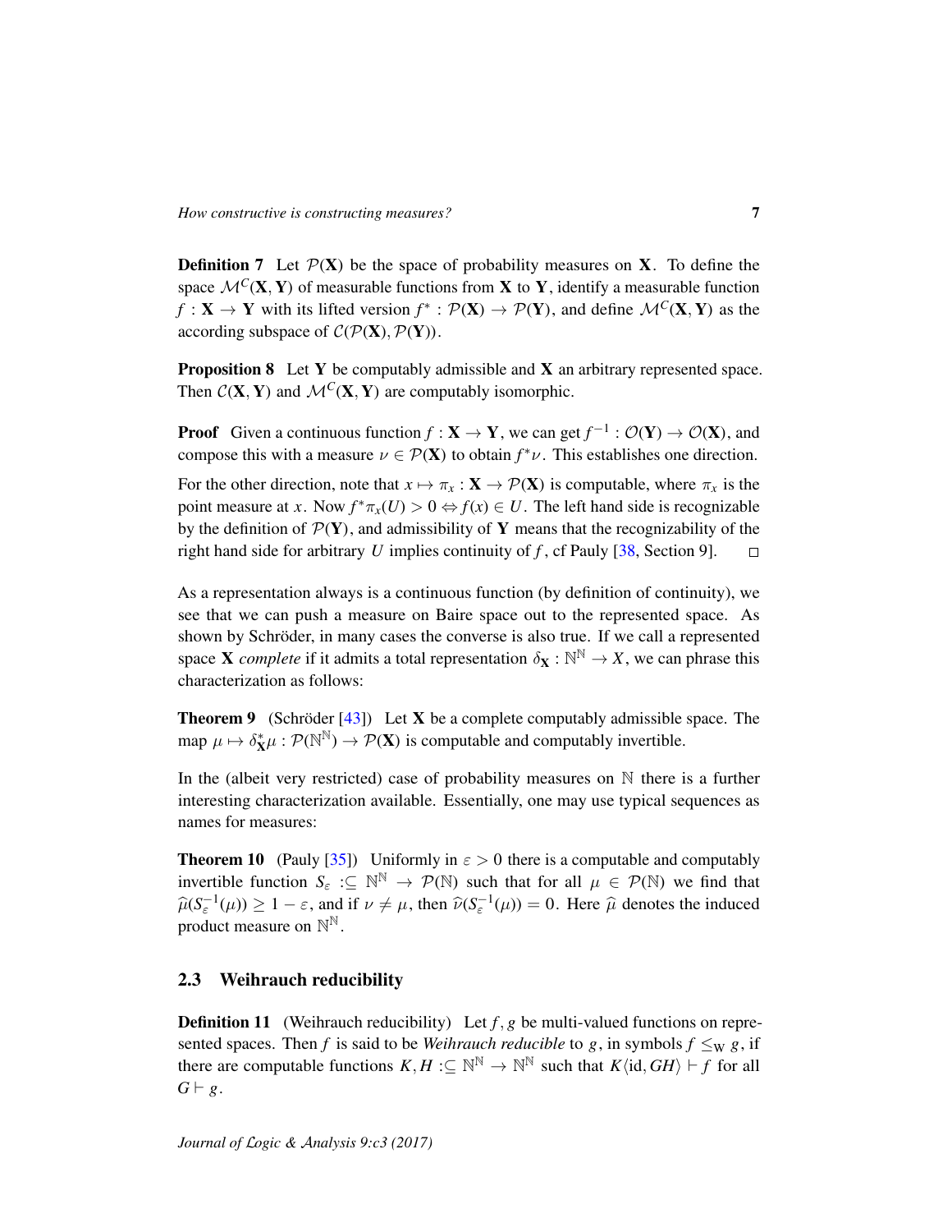**Definition 7** Let $\mathcal{P}(\mathbf{X})$ be the space of probability measures on $\mathbf{X}$. To define the space $\mathcal{M}^C(\mathbf{X}, \mathbf{Y})$ of measurable functions from $\mathbf{X}$ to $\mathbf{Y}$, identify a measurable function $f : \mathbf{X} \to \mathbf{Y}$ with its lifted version $f^* : \mathcal{P}(\mathbf{X}) \to \mathcal{P}(\mathbf{Y})$, and define $\mathcal{M}^C(\mathbf{X}, \mathbf{Y})$ as the according subspace of $\mathcal{C}(\mathcal{P}(\mathbf{X}), \mathcal{P}(\mathbf{Y}))$.

**Proposition 8** Let $\mathbf{Y}$ be computably admissible and $\mathbf{X}$ an arbitrary represented space. Then $\mathcal{C}(\mathbf{X}, \mathbf{Y})$ and $\mathcal{M}^C(\mathbf{X}, \mathbf{Y})$ are computably isomorphic.

**Proof** Given a continuous function $f : \mathbf{X} \to \mathbf{Y}$, we can get $f^{-1} : \mathcal{O}(\mathbf{Y}) \to \mathcal{O}(\mathbf{X})$, and compose this with a measure $\nu \in \mathcal{P}(\mathbf{X})$ to obtain $f^*\nu$. This establishes one direction.

For the other direction, note that $x \mapsto \pi_x : \mathbf{X} \to \mathcal{P}(\mathbf{X})$ is computable, where $\pi_x$ is the point measure at $x$. Now $f^*\pi_x(U) > 0 \Leftrightarrow f(x) \in U$. The left hand side is recognizable by the definition of $\mathcal{P}(\mathbf{Y})$, and admissibility of $\mathbf{Y}$ means that the recognizability of the right hand side for arbitrary $U$ implies continuity of $f$, cf Pauly [38, Section 9]. □

As a representation always is a continuous function (by definition of continuity), we see that we can push a measure on Baire space out to the represented space. As shown by Schröder, in many cases the converse is also true. If we call a represented space $\mathbf{X}$ *complete* if it admits a total representation $\delta_{\mathbf{X}} : \mathbb{N}^{\mathbb{N}} \to X$, we can phrase this characterization as follows:

**Theorem 9** (Schröder [43]) Let $\mathbf{X}$ be a complete computably admissible space. The map $\mu \mapsto \delta_{\mathbf{X}}^*\mu : \mathcal{P}(\mathbb{N}^{\mathbb{N}}) \to \mathcal{P}(\mathbf{X})$ is computable and computably invertible.

In the (albeit very restricted) case of probability measures on $\mathbb{N}$ there is a further interesting characterization available. Essentially, one may use typical sequences as names for measures:

**Theorem 10** (Pauly [35]) Uniformly in $\varepsilon > 0$ there is a computable and computably invertible function $S_\varepsilon :\subseteq \mathbb{N}^{\mathbb{N}} \to \mathcal{P}(\mathbb{N})$ such that for all $\mu \in \mathcal{P}(\mathbb{N})$ we find that $\widehat{\mu}(S_\varepsilon^{-1}(\mu)) \geq 1 - \varepsilon$, and if $\nu \neq \mu$, then $\widehat{\nu}(S_\varepsilon^{-1}(\mu)) = 0$. Here $\widehat{\mu}$ denotes the induced product measure on $\mathbb{N}^{\mathbb{N}}$.

## 2.3 Weihrauch reducibility

**Definition 11** (Weihrauch reducibility) Let $f, g$ be multi-valued functions on represented spaces. Then $f$ is said to be *Weihrauch reducible* to $g$, in symbols $f \leq_{\mathrm{W}} g$, if there are computable functions $K, H :\subseteq \mathbb{N}^{\mathbb{N}} \to \mathbb{N}^{\mathbb{N}}$ such that $K\langle \mathrm{id}, GH \rangle \vdash f$ for all $G \vdash g$.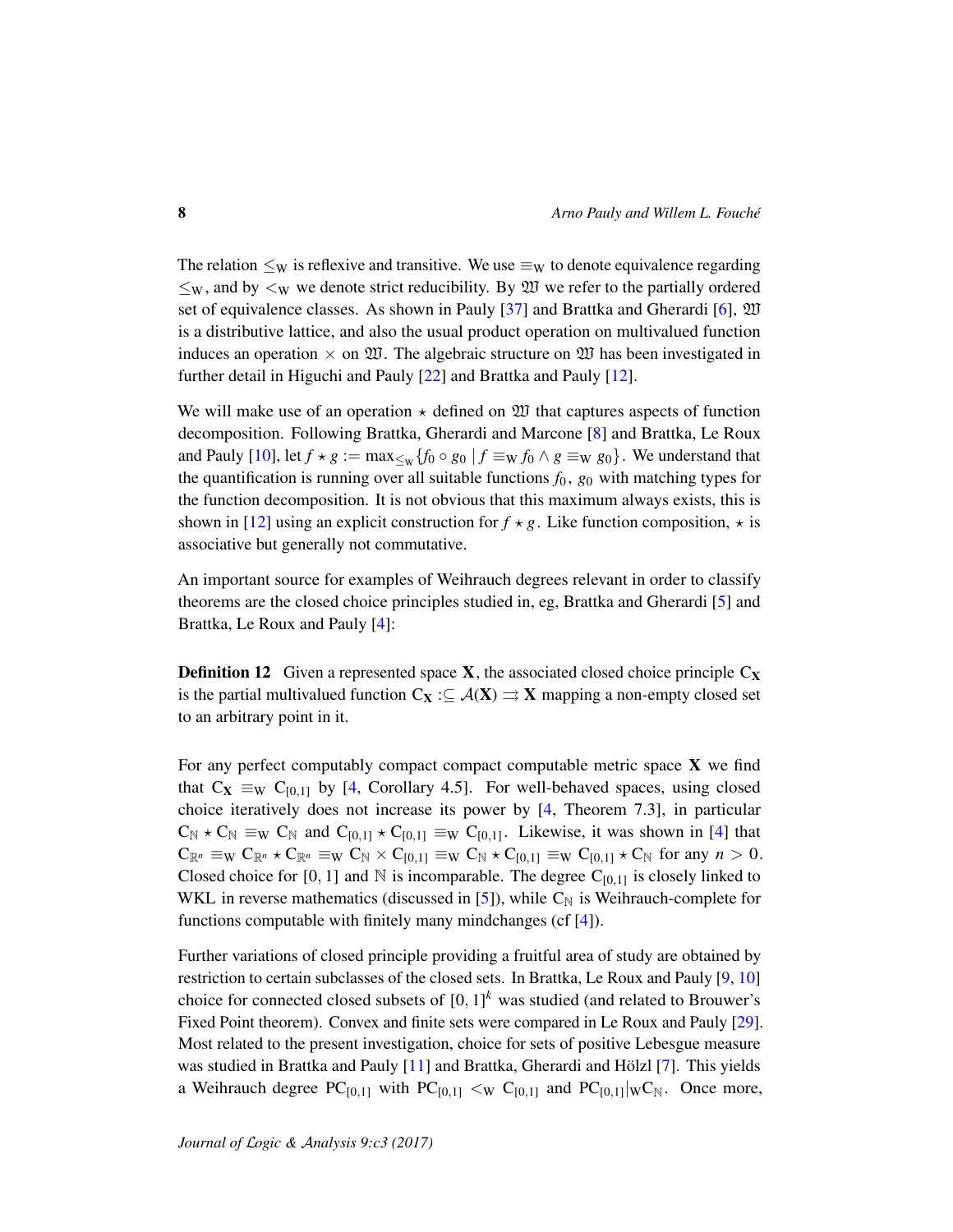The relation $\leq_W$ is reflexive and transitive. We use $\equiv_W$ to denote equivalence regarding $\leq_W$, and by $<_W$ we denote strict reducibility. By $\mathfrak{W}$ we refer to the partially ordered set of equivalence classes. As shown in Pauly [37] and Brattka and Gherardi [6], $\mathfrak{W}$ is a distributive lattice, and also the usual product operation on multivalued function induces an operation $\times$ on $\mathfrak{W}$. The algebraic structure on $\mathfrak{W}$ has been investigated in further detail in Higuchi and Pauly [22] and Brattka and Pauly [12].

We will make use of an operation $\star$ defined on $\mathfrak{W}$ that captures aspects of function decomposition. Following Brattka, Gherardi and Marcone [8] and Brattka, Le Roux and Pauly [10], let $f \star g := \max_{\leq_W}\{f_0 \circ g_0 \mid f \equiv_W f_0 \wedge g \equiv_W g_0\}$. We understand that the quantification is running over all suitable functions $f_0$, $g_0$ with matching types for the function decomposition. It is not obvious that this maximum always exists, this is shown in [12] using an explicit construction for $f \star g$. Like function composition, $\star$ is associative but generally not commutative.

An important source for examples of Weihrauch degrees relevant in order to classify theorems are the closed choice principles studied in, eg, Brattka and Gherardi [5] and Brattka, Le Roux and Pauly [4]:

**Definition 12** Given a represented space $\mathbf{X}$, the associated closed choice principle $\mathrm{C}_\mathbf{X}$ is the partial multivalued function $\mathrm{C}_\mathbf{X} :\subseteq \mathcal{A}(\mathbf{X}) \rightrightarrows \mathbf{X}$ mapping a non-empty closed set to an arbitrary point in it.

For any perfect computably compact compact computable metric space $\mathbf{X}$ we find that $\mathrm{C}_\mathbf{X} \equiv_W \mathrm{C}_{[0,1]}$ by [4, Corollary 4.5]. For well-behaved spaces, using closed choice iteratively does not increase its power by [4, Theorem 7.3], in particular $\mathrm{C}_\mathbb{N} \star \mathrm{C}_\mathbb{N} \equiv_W \mathrm{C}_\mathbb{N}$ and $\mathrm{C}_{[0,1]} \star \mathrm{C}_{[0,1]} \equiv_W \mathrm{C}_{[0,1]}$. Likewise, it was shown in [4] that $\mathrm{C}_{\mathbb{R}^n} \equiv_W \mathrm{C}_{\mathbb{R}^n} \star \mathrm{C}_{\mathbb{R}^n} \equiv_W \mathrm{C}_\mathbb{N} \times \mathrm{C}_{[0,1]} \equiv_W \mathrm{C}_\mathbb{N} \star \mathrm{C}_{[0,1]} \equiv_W \mathrm{C}_{[0,1]} \star \mathrm{C}_\mathbb{N}$ for any $n > 0$. Closed choice for $[0,1]$ and $\mathbb{N}$ is incomparable. The degree $\mathrm{C}_{[0,1]}$ is closely linked to WKL in reverse mathematics (discussed in [5]), while $\mathrm{C}_\mathbb{N}$ is Weihrauch-complete for functions computable with finitely many mindchanges (cf [4]).

Further variations of closed principle providing a fruitful area of study are obtained by restriction to certain subclasses of the closed sets. In Brattka, Le Roux and Pauly [9, 10] choice for connected closed subsets of $[0,1]^k$ was studied (and related to Brouwer's Fixed Point theorem). Convex and finite sets were compared in Le Roux and Pauly [29]. Most related to the present investigation, choice for sets of positive Lebesgue measure was studied in Brattka and Pauly [11] and Brattka, Gherardi and Hölzl [7]. This yields a Weihrauch degree $\mathrm{PC}_{[0,1]}$ with $\mathrm{PC}_{[0,1]} <_W \mathrm{C}_{[0,1]}$ and $\mathrm{PC}_{[0,1]} |_W \mathrm{C}_\mathbb{N}$. Once more,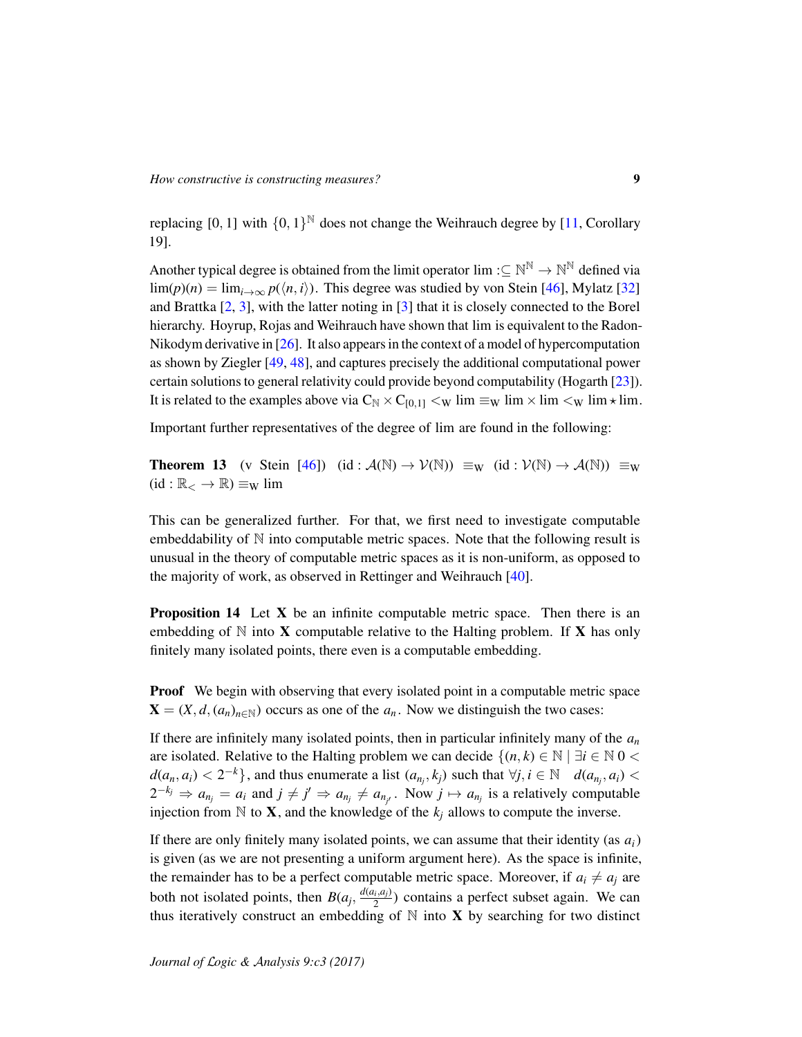replacing $[0,1]$ with $\{0,1\}^{\mathbb{N}}$ does not change the Weihrauch degree by [11, Corollary 19].

Another typical degree is obtained from the limit operator $\lim :\subseteq \mathbb{N}^{\mathbb{N}} \to \mathbb{N}^{\mathbb{N}}$ defined via $\lim(p)(n) = \lim_{i\to\infty} p(\langle n, i\rangle)$. This degree was studied by von Stein [46], Mylatz [32] and Brattka [2, 3], with the latter noting in [3] that it is closely connected to the Borel hierarchy. Hoyrup, Rojas and Weihrauch have shown that lim is equivalent to the Radon-Nikodym derivative in [26]. It also appears in the context of a model of hypercomputation as shown by Ziegler [49, 48], and captures precisely the additional computational power certain solutions to general relativity could provide beyond computability (Hogarth [23]). It is related to the examples above via $\mathrm{C}_{\mathbb{N}} \times \mathrm{C}_{[0,1]} <_{\mathrm{W}} \lim \equiv_{\mathrm{W}} \lim \times \lim <_{\mathrm{W}} \lim \star \lim$.

Important further representatives of the degree of lim are found in the following:

**Theorem 13** (v Stein [46]) $(\mathrm{id} : \mathcal{A}(\mathbb{N}) \to \mathcal{V}(\mathbb{N})) \equiv_{\mathrm{W}} (\mathrm{id} : \mathcal{V}(\mathbb{N}) \to \mathcal{A}(\mathbb{N})) \equiv_{\mathrm{W}} (\mathrm{id} : \mathbb{R}_< \to \mathbb{R}) \equiv_{\mathrm{W}} \lim$

This can be generalized further. For that, we first need to investigate computable embeddability of $\mathbb{N}$ into computable metric spaces. Note that the following result is unusual in the theory of computable metric spaces as it is non-uniform, as opposed to the majority of work, as observed in Rettinger and Weihrauch [40].

**Proposition 14** Let $\mathbf{X}$ be an infinite computable metric space. Then there is an embedding of $\mathbb{N}$ into $\mathbf{X}$ computable relative to the Halting problem. If $\mathbf{X}$ has only finitely many isolated points, there even is a computable embedding.

**Proof** We begin with observing that every isolated point in a computable metric space $\mathbf{X} = (X, d, (a_n)_{n\in\mathbb{N}})$ occurs as one of the $a_n$. Now we distinguish the two cases:

If there are infinitely many isolated points, then in particular infinitely many of the $a_n$ are isolated. Relative to the Halting problem we can decide $\{(n,k) \in \mathbb{N} \mid \exists i \in \mathbb{N}\ 0 < d(a_n, a_i) < 2^{-k}\}$, and thus enumerate a list $(a_{n_j}, k_j)$ such that $\forall j, i \in \mathbb{N} \quad d(a_{n_j}, a_i) < 2^{-k_j} \Rightarrow a_{n_j} = a_i$ and $j \neq j' \Rightarrow a_{n_j} \neq a_{n_{j'}}$. Now $j \mapsto a_{n_j}$ is a relatively computable injection from $\mathbb{N}$ to $\mathbf{X}$, and the knowledge of the $k_j$ allows to compute the inverse.

If there are only finitely many isolated points, we can assume that their identity (as $a_i$) is given (as we are not presenting a uniform argument here). As the space is infinite, the remainder has to be a perfect computable metric space. Moreover, if $a_i \neq a_j$ are both not isolated points, then $B(a_j, \frac{d(a_i,a_j)}{2})$ contains a perfect subset again. We can thus iteratively construct an embedding of $\mathbb{N}$ into $\mathbf{X}$ by searching for two distinct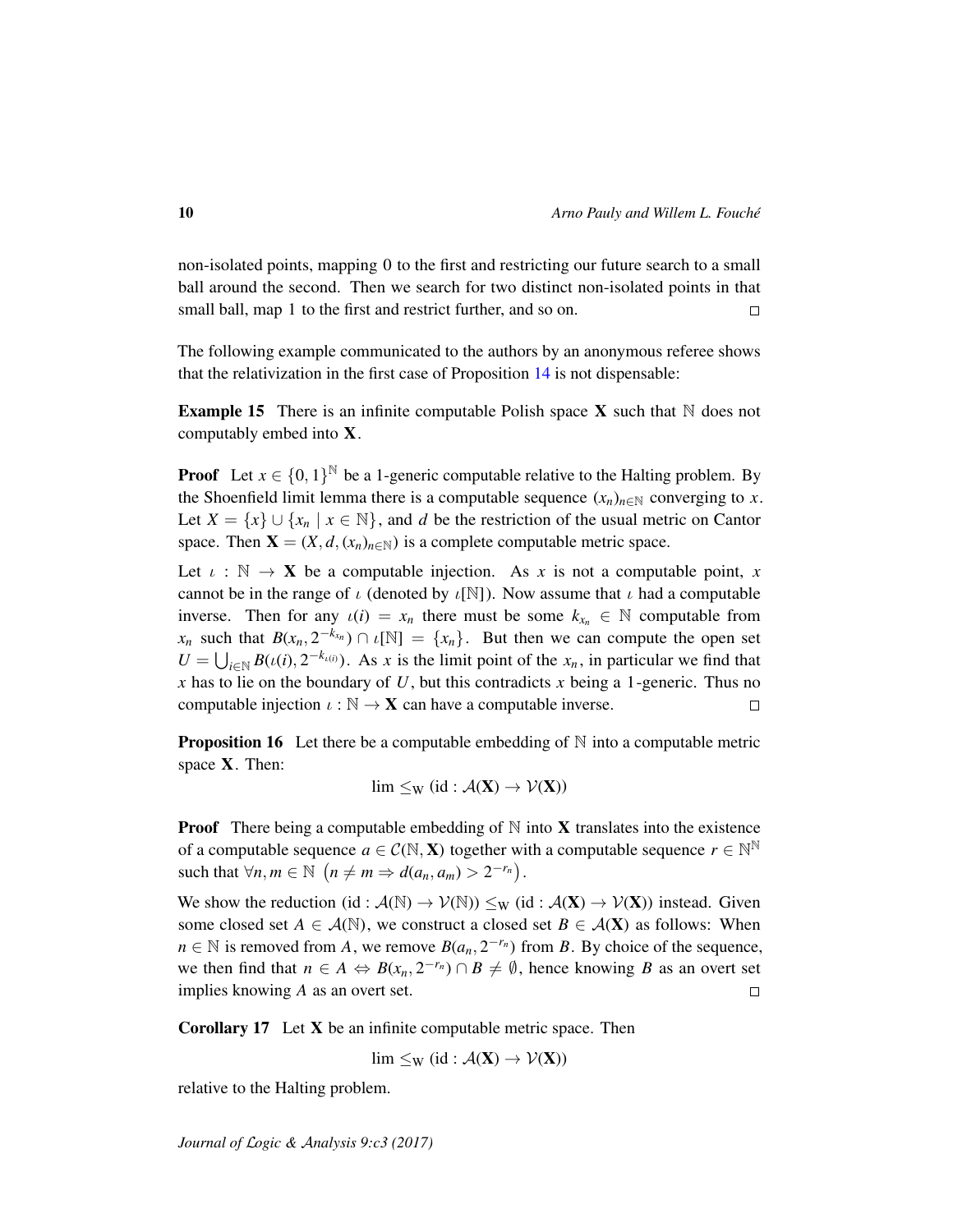non-isolated points, mapping 0 to the first and restricting our future search to a small ball around the second. Then we search for two distinct non-isolated points in that small ball, map 1 to the first and restrict further, and so on. □

The following example communicated to the authors by an anonymous referee shows that the relativization in the first case of Proposition 14 is not dispensable:

**Example 15** There is an infinite computable Polish space $\mathbf{X}$ such that $\mathbb{N}$ does not computably embed into $\mathbf{X}$.

**Proof** Let $x \in \{0,1\}^{\mathbb{N}}$ be a 1-generic computable relative to the Halting problem. By the Shoenfield limit lemma there is a computable sequence $(x_n)_{n\in\mathbb{N}}$ converging to $x$. Let $X = \{x\} \cup \{x_n \mid x \in \mathbb{N}\}$, and $d$ be the restriction of the usual metric on Cantor space. Then $\mathbf{X} = (X, d, (x_n)_{n\in\mathbb{N}})$ is a complete computable metric space.

Let $\iota : \mathbb{N} \to \mathbf{X}$ be a computable injection. As $x$ is not a computable point, $x$ cannot be in the range of $\iota$ (denoted by $\iota[\mathbb{N}]$). Now assume that $\iota$ had a computable inverse. Then for any $\iota(i) = x_n$ there must be some $k_{x_n} \in \mathbb{N}$ computable from $x_n$ such that $B(x_n, 2^{-k_{x_n}}) \cap \iota[\mathbb{N}] = \{x_n\}$. But then we can compute the open set $U = \bigcup_{i\in\mathbb{N}} B(\iota(i), 2^{-k_{\iota(i)}})$. As $x$ is the limit point of the $x_n$, in particular we find that $x$ has to lie on the boundary of $U$, but this contradicts $x$ being a 1-generic. Thus no computable injection $\iota : \mathbb{N} \to \mathbf{X}$ can have a computable inverse. □

**Proposition 16** Let there be a computable embedding of $\mathbb{N}$ into a computable metric space $\mathbf{X}$. Then:

$$\lim \leq_{\mathrm{W}} (\mathrm{id} : \mathcal{A}(\mathbf{X}) \to \mathcal{V}(\mathbf{X}))$$

**Proof** There being a computable embedding of $\mathbb{N}$ into $\mathbf{X}$ translates into the existence of a computable sequence $a \in \mathcal{C}(\mathbb{N}, \mathbf{X})$ together with a computable sequence $r \in \mathbb{N}^{\mathbb{N}}$ such that $\forall n, m \in \mathbb{N} \ (n \neq m \Rightarrow d(a_n, a_m) > 2^{-r_n})$.

We show the reduction $(\mathrm{id} : \mathcal{A}(\mathbb{N}) \to \mathcal{V}(\mathbb{N})) \leq_{\mathrm{W}} (\mathrm{id} : \mathcal{A}(\mathbf{X}) \to \mathcal{V}(\mathbf{X}))$ instead. Given some closed set $A \in \mathcal{A}(\mathbb{N})$, we construct a closed set $B \in \mathcal{A}(\mathbf{X})$ as follows: When $n \in \mathbb{N}$ is removed from $A$, we remove $B(a_n, 2^{-r_n})$ from $B$. By choice of the sequence, we then find that $n \in A \Leftrightarrow B(x_n, 2^{-r_n}) \cap B \neq \emptyset$, hence knowing $B$ as an overt set implies knowing $A$ as an overt set. □

**Corollary 17** Let $\mathbf{X}$ be an infinite computable metric space. Then

$$\lim \leq_{\mathrm{W}} (\mathrm{id} : \mathcal{A}(\mathbf{X}) \to \mathcal{V}(\mathbf{X}))$$

relative to the Halting problem.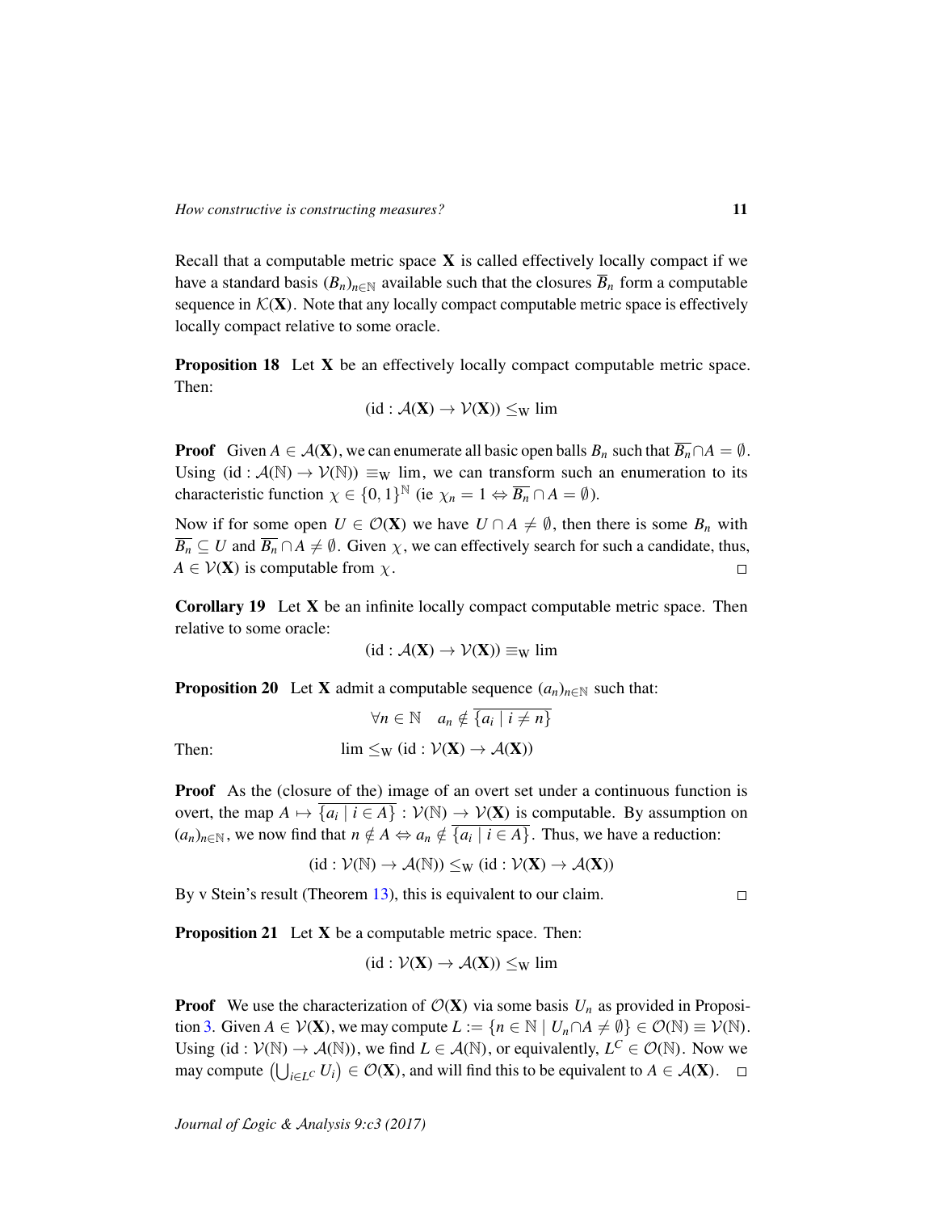Recall that a computable metric space $\mathbf{X}$ is called effectively locally compact if we have a standard basis $(B_n)_{n\in\mathbb{N}}$ available such that the closures $\overline{B}_n$ form a computable sequence in $\mathcal{K}(\mathbf{X})$. Note that any locally compact computable metric space is effectively locally compact relative to some oracle.

**Proposition 18** Let $\mathbf{X}$ be an effectively locally compact computable metric space. Then:

$$(\mathrm{id} : \mathcal{A}(\mathbf{X}) \to \mathcal{V}(\mathbf{X})) \leq_{\mathrm{W}} \lim$$

**Proof** Given $A \in \mathcal{A}(\mathbf{X})$, we can enumerate all basic open balls $B_n$ such that $\overline{B_n} \cap A = \emptyset$. Using $(\mathrm{id} : \mathcal{A}(\mathbb{N}) \to \mathcal{V}(\mathbb{N})) \equiv_{\mathrm{W}} \lim$, we can transform such an enumeration to its characteristic function $\chi \in \{0,1\}^{\mathbb{N}}$ (ie $\chi_n = 1 \Leftrightarrow \overline{B_n} \cap A = \emptyset$).

Now if for some open $U \in \mathcal{O}(\mathbf{X})$ we have $U \cap A \neq \emptyset$, then there is some $B_n$ with $\overline{B_n} \subseteq U$ and $\overline{B_n} \cap A \neq \emptyset$. Given $\chi$, we can effectively search for such a candidate, thus, $A \in \mathcal{V}(\mathbf{X})$ is computable from $\chi$. $\square$

**Corollary 19** Let $\mathbf{X}$ be an infinite locally compact computable metric space. Then relative to some oracle:

$$(\mathrm{id} : \mathcal{A}(\mathbf{X}) \to \mathcal{V}(\mathbf{X})) \equiv_{\mathrm{W}} \lim$$

**Proposition 20** Let $\mathbf{X}$ admit a computable sequence $(a_n)_{n\in\mathbb{N}}$ such that:

$$\forall n \in \mathbb{N} \quad a_n \notin \overline{\{a_i \mid i \neq n\}}$$

Then:

$$\lim \leq_{\mathrm{W}} (\mathrm{id} : \mathcal{V}(\mathbf{X}) \to \mathcal{A}(\mathbf{X}))$$

**Proof** As the (closure of the) image of an overt set under a continuous function is overt, the map $A \mapsto \overline{\{a_i \mid i \in A\}} : \mathcal{V}(\mathbb{N}) \to \mathcal{V}(\mathbf{X})$ is computable. By assumption on $(a_n)_{n\in\mathbb{N}}$, we now find that $n \notin A \Leftrightarrow a_n \notin \overline{\{a_i \mid i \in A\}}$. Thus, we have a reduction:

$$(\mathrm{id} : \mathcal{V}(\mathbb{N}) \to \mathcal{A}(\mathbb{N})) \leq_{\mathrm{W}} (\mathrm{id} : \mathcal{V}(\mathbf{X}) \to \mathcal{A}(\mathbf{X}))$$

By v Stein's result (Theorem 13), this is equivalent to our claim. $\square$

**Proposition 21** Let $\mathbf{X}$ be a computable metric space. Then:

$$(\mathrm{id} : \mathcal{V}(\mathbf{X}) \to \mathcal{A}(\mathbf{X})) \leq_{\mathrm{W}} \lim$$

**Proof** We use the characterization of $\mathcal{O}(\mathbf{X})$ via some basis $U_n$ as provided in Proposition 3. Given $A \in \mathcal{V}(\mathbf{X})$, we may compute $L := \{n \in \mathbb{N} \mid U_n \cap A \neq \emptyset\} \in \mathcal{O}(\mathbb{N}) \equiv \mathcal{V}(\mathbb{N})$. Using $(\mathrm{id} : \mathcal{V}(\mathbb{N}) \to \mathcal{A}(\mathbb{N}))$, we find $L \in \mathcal{A}(\mathbb{N})$, or equivalently, $L^C \in \mathcal{O}(\mathbb{N})$. Now we may compute $\left(\bigcup_{i\in L^C} U_i\right) \in \mathcal{O}(\mathbf{X})$, and will find this to be equivalent to $A \in \mathcal{A}(\mathbf{X})$. $\square$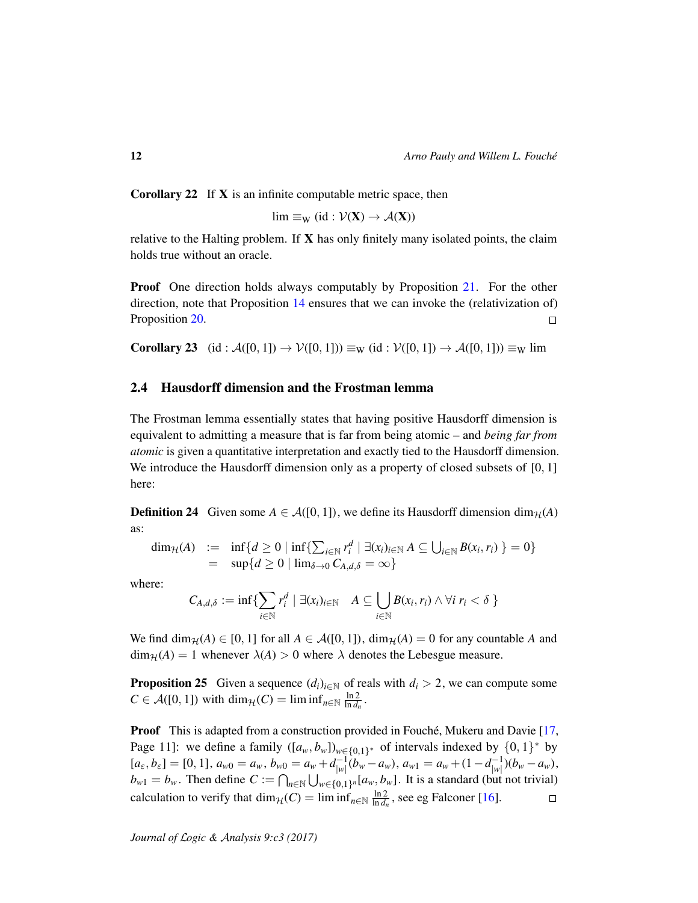**Corollary 22** If $\mathbf{X}$ is an infinite computable metric space, then

$$\lim \equiv_{\mathrm{W}} (\mathrm{id} : \mathcal{V}(\mathbf{X}) \to \mathcal{A}(\mathbf{X}))$$

relative to the Halting problem. If $\mathbf{X}$ has only finitely many isolated points, the claim holds true without an oracle.

**Proof** One direction holds always computably by Proposition 21. For the other direction, note that Proposition 14 ensures that we can invoke the (relativization of) Proposition 20. □

**Corollary 23** $(\mathrm{id} : \mathcal{A}([0,1]) \to \mathcal{V}([0,1])) \equiv_{\mathrm{W}} (\mathrm{id} : \mathcal{V}([0,1]) \to \mathcal{A}([0,1])) \equiv_{\mathrm{W}} \lim$

## 2.4 Hausdorff dimension and the Frostman lemma

The Frostman lemma essentially states that having positive Hausdorff dimension is equivalent to admitting a measure that is far from being atomic – and *being far from atomic* is given a quantitative interpretation and exactly tied to the Hausdorff dimension. We introduce the Hausdorff dimension only as a property of closed subsets of $[0,1]$ here:

**Definition 24** Given some $A \in \mathcal{A}([0,1])$, we define its Hausdorff dimension $\dim_{\mathcal{H}}(A)$ as:

$$\begin{aligned} \dim_{\mathcal{H}}(A) &:= \inf\{d \geq 0 \mid \inf\{\textstyle\sum_{i\in\mathbb{N}} r_i^d \mid \exists (x_i)_{i\in\mathbb{N}}\ A \subseteq \bigcup_{i\in\mathbb{N}} B(x_i, r_i)\ \} = 0\} \\ &= \sup\{d \geq 0 \mid \lim_{\delta\to 0} C_{A,d,\delta} = \infty\} \end{aligned}$$

where:

$$C_{A,d,\delta} := \inf\{\sum_{i\in\mathbb{N}} r_i^d \mid \exists (x_i)_{i\in\mathbb{N}} \quad A \subseteq \bigcup_{i\in\mathbb{N}} B(x_i, r_i) \wedge \forall i\ r_i < \delta\ \}$$

We find $\dim_{\mathcal{H}}(A) \in [0,1]$ for all $A \in \mathcal{A}([0,1])$, $\dim_{\mathcal{H}}(A) = 0$ for any countable $A$ and $\dim_{\mathcal{H}}(A) = 1$ whenever $\lambda(A) > 0$ where $\lambda$ denotes the Lebesgue measure.

**Proposition 25** Given a sequence $(d_i)_{i\in\mathbb{N}}$ of reals with $d_i > 2$, we can compute some $C \in \mathcal{A}([0,1])$ with $\dim_{\mathcal{H}}(C) = \liminf_{n\in\mathbb{N}} \frac{\ln 2}{\ln d_n}$.

**Proof** This is adapted from a construction provided in Fouché, Mukeru and Davie [17, Page 11]: we define a family $([a_w, b_w])_{w\in\{0,1\}^*}$ of intervals indexed by $\{0,1\}^*$ by $[a_\varepsilon, b_\varepsilon] = [0,1]$, $a_{w0} = a_w$, $b_{w0} = a_w + d_{|w|}^{-1}(b_w - a_w)$, $a_{w1} = a_w + (1 - d_{|w|}^{-1})(b_w - a_w)$, $b_{w1} = b_w$. Then define $C := \bigcap_{n\in\mathbb{N}} \bigcup_{w\in\{0,1\}^n} [a_w, b_w]$. It is a standard (but not trivial) calculation to verify that $\dim_{\mathcal{H}}(C) = \liminf_{n\in\mathbb{N}} \frac{\ln 2}{\ln d_n}$, see eg Falconer [16]. □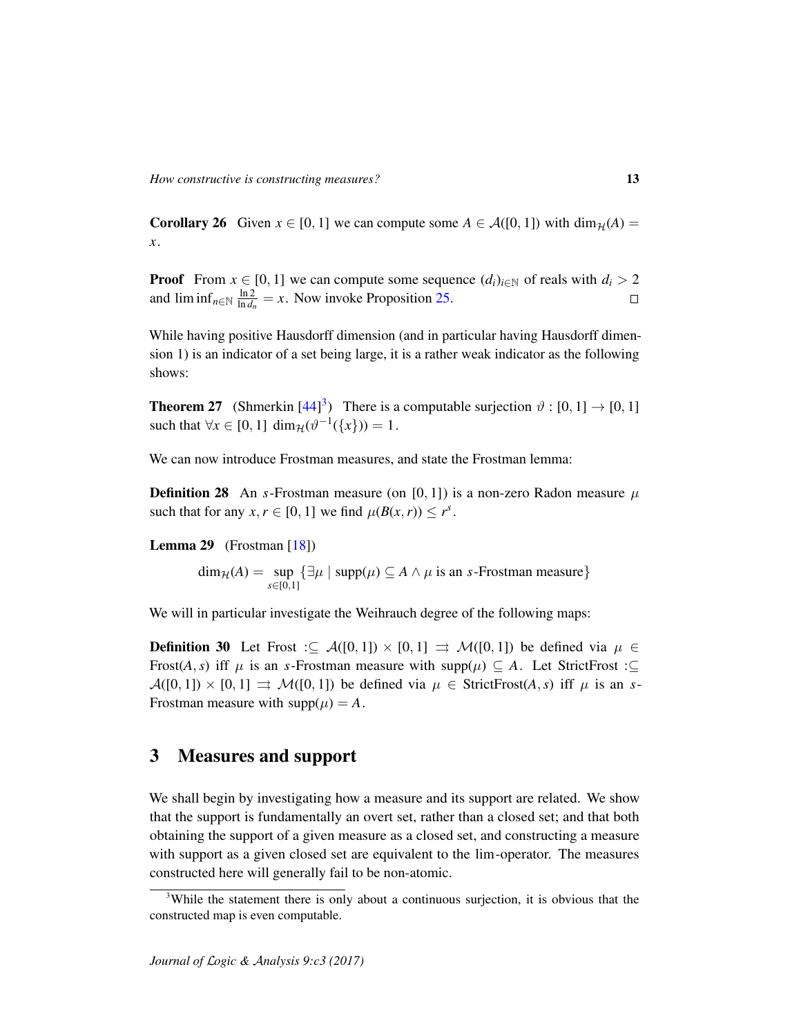**Corollary 26** Given $x \in [0,1]$ we can compute some $A \in \mathcal{A}([0,1])$ with $\dim_{\mathcal{H}}(A) = x$.

**Proof** From $x \in [0,1]$ we can compute some sequence $(d_i)_{i\in\mathbb{N}}$ of reals with $d_i > 2$ and $\liminf_{n\in\mathbb{N}} \frac{\ln 2}{\ln d_n} = x$. Now invoke Proposition 25. □

While having positive Hausdorff dimension (and in particular having Hausdorff dimension 1) is an indicator of a set being large, it is a rather weak indicator as the following shows:

**Theorem 27** (Shmerkin [44][3]) There is a computable surjection $\vartheta : [0,1] \to [0,1]$ such that $\forall x \in [0,1]\ \dim_{\mathcal{H}}(\vartheta^{-1}(\{x\})) = 1$.

We can now introduce Frostman measures, and state the Frostman lemma:

**Definition 28** An $s$-Frostman measure (on $[0,1]$) is a non-zero Radon measure $\mu$ such that for any $x, r \in [0,1]$ we find $\mu(B(x,r)) \leq r^s$.

**Lemma 29** (Frostman [18])

$$\dim_{\mathcal{H}}(A) = \sup_{s\in[0,1]} \{\exists \mu \mid \mathrm{supp}(\mu) \subseteq A \wedge \mu \text{ is an } s\text{-Frostman measure}\}$$

We will in particular investigate the Weihrauch degree of the following maps:

**Definition 30** Let $\mathrm{Frost} :\subseteq \mathcal{A}([0,1]) \times [0,1] \rightrightarrows \mathcal{M}([0,1])$ be defined via $\mu \in \mathrm{Frost}(A,s)$ iff $\mu$ is an $s$-Frostman measure with $\mathrm{supp}(\mu) \subseteq A$. Let $\mathrm{StrictFrost} :\subseteq \mathcal{A}([0,1]) \times [0,1] \rightrightarrows \mathcal{M}([0,1])$ be defined via $\mu \in \mathrm{StrictFrost}(A,s)$ iff $\mu$ is an $s$-Frostman measure with $\mathrm{supp}(\mu) = A$.

# 3 Measures and support

We shall begin by investigating how a measure and its support are related. We show that the support is fundamentally an overt set, rather than a closed set; and that both obtaining the support of a given measure as a closed set, and constructing a measure with support as a given closed set are equivalent to the lim-operator. The measures constructed here will generally fail to be non-atomic.

[3] While the statement there is only about a continuous surjection, it is obvious that the constructed map is even computable.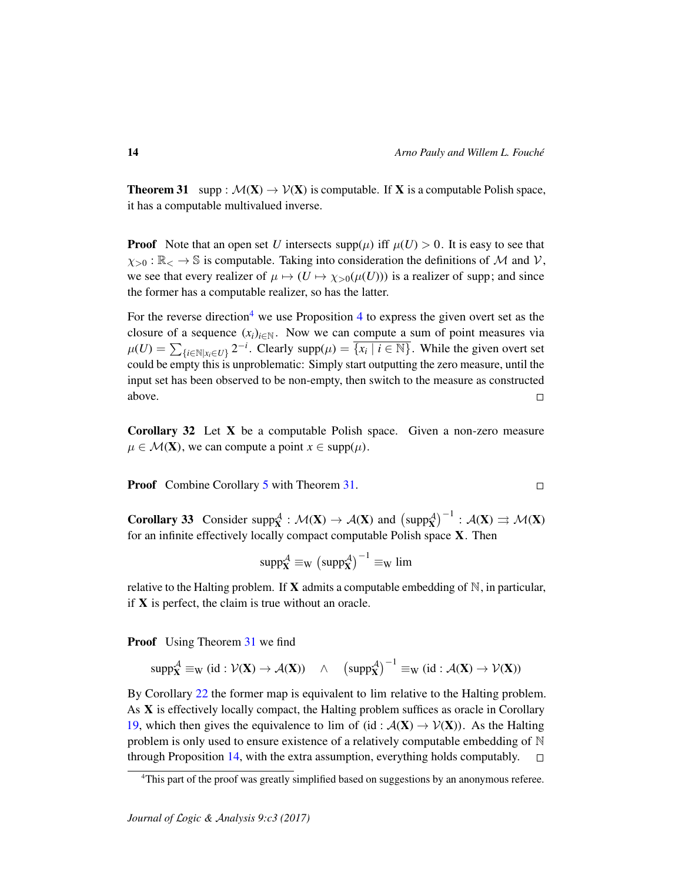**Theorem 31** $\text{supp} : \mathcal{M}(\mathbf{X}) \to \mathcal{V}(\mathbf{X})$ is computable. If $\mathbf{X}$ is a computable Polish space, it has a computable multivalued inverse.

**Proof** Note that an open set $U$ intersects $\text{supp}(\mu)$ iff $\mu(U) > 0$. It is easy to see that $\chi_{>0} : \mathbb{R}_< \to \mathbb{S}$ is computable. Taking into consideration the definitions of $\mathcal{M}$ and $\mathcal{V}$, we see that every realizer of $\mu \mapsto (U \mapsto \chi_{>0}(\mu(U)))$ is a realizer of supp; and since the former has a computable realizer, so has the latter.

For the reverse direction[4] we use Proposition 4 to express the given overt set as the closure of a sequence $(x_i)_{i \in \mathbb{N}}$. Now we can compute a sum of point measures via $\mu(U) = \sum_{\{i \in \mathbb{N} | x_i \in U\}} 2^{-i}$. Clearly $\text{supp}(\mu) = \overline{\{x_i \mid i \in \mathbb{N}\}}$. While the given overt set could be empty this is unproblematic: Simply start outputting the zero measure, until the input set has been observed to be non-empty, then switch to the measure as constructed above. □

**Corollary 32** Let $\mathbf{X}$ be a computable Polish space. Given a non-zero measure $\mu \in \mathcal{M}(\mathbf{X})$, we can compute a point $x \in \text{supp}(\mu)$.

**Proof** Combine Corollary 5 with Theorem 31. □

**Corollary 33** Consider $\text{supp}^{\mathcal{A}}_{\mathbf{X}} : \mathcal{M}(\mathbf{X}) \to \mathcal{A}(\mathbf{X})$ and $\left(\text{supp}^{\mathcal{A}}_{\mathbf{X}}\right)^{-1} : \mathcal{A}(\mathbf{X}) \rightrightarrows \mathcal{M}(\mathbf{X})$ for an infinite effectively locally compact computable Polish space $\mathbf{X}$. Then

$$\text{supp}^{\mathcal{A}}_{\mathbf{X}} \equiv_{\mathrm{W}} \left(\text{supp}^{\mathcal{A}}_{\mathbf{X}}\right)^{-1} \equiv_{\mathrm{W}} \lim$$

relative to the Halting problem. If $\mathbf{X}$ admits a computable embedding of $\mathbb{N}$, in particular, if $\mathbf{X}$ is perfect, the claim is true without an oracle.

**Proof** Using Theorem 31 we find

$$\text{supp}^{\mathcal{A}}_{\mathbf{X}} \equiv_{\mathrm{W}} (\text{id} : \mathcal{V}(\mathbf{X}) \to \mathcal{A}(\mathbf{X})) \quad \wedge \quad \left(\text{supp}^{\mathcal{A}}_{\mathbf{X}}\right)^{-1} \equiv_{\mathrm{W}} (\text{id} : \mathcal{A}(\mathbf{X}) \to \mathcal{V}(\mathbf{X}))$$

By Corollary 22 the former map is equivalent to lim relative to the Halting problem. As $\mathbf{X}$ is effectively locally compact, the Halting problem suffices as oracle in Corollary 19, which then gives the equivalence to lim of $(\text{id} : \mathcal{A}(\mathbf{X}) \to \mathcal{V}(\mathbf{X}))$. As the Halting problem is only used to ensure existence of a relatively computable embedding of $\mathbb{N}$ through Proposition 14, with the extra assumption, everything holds computably. □

[4] This part of the proof was greatly simplified based on suggestions by an anonymous referee.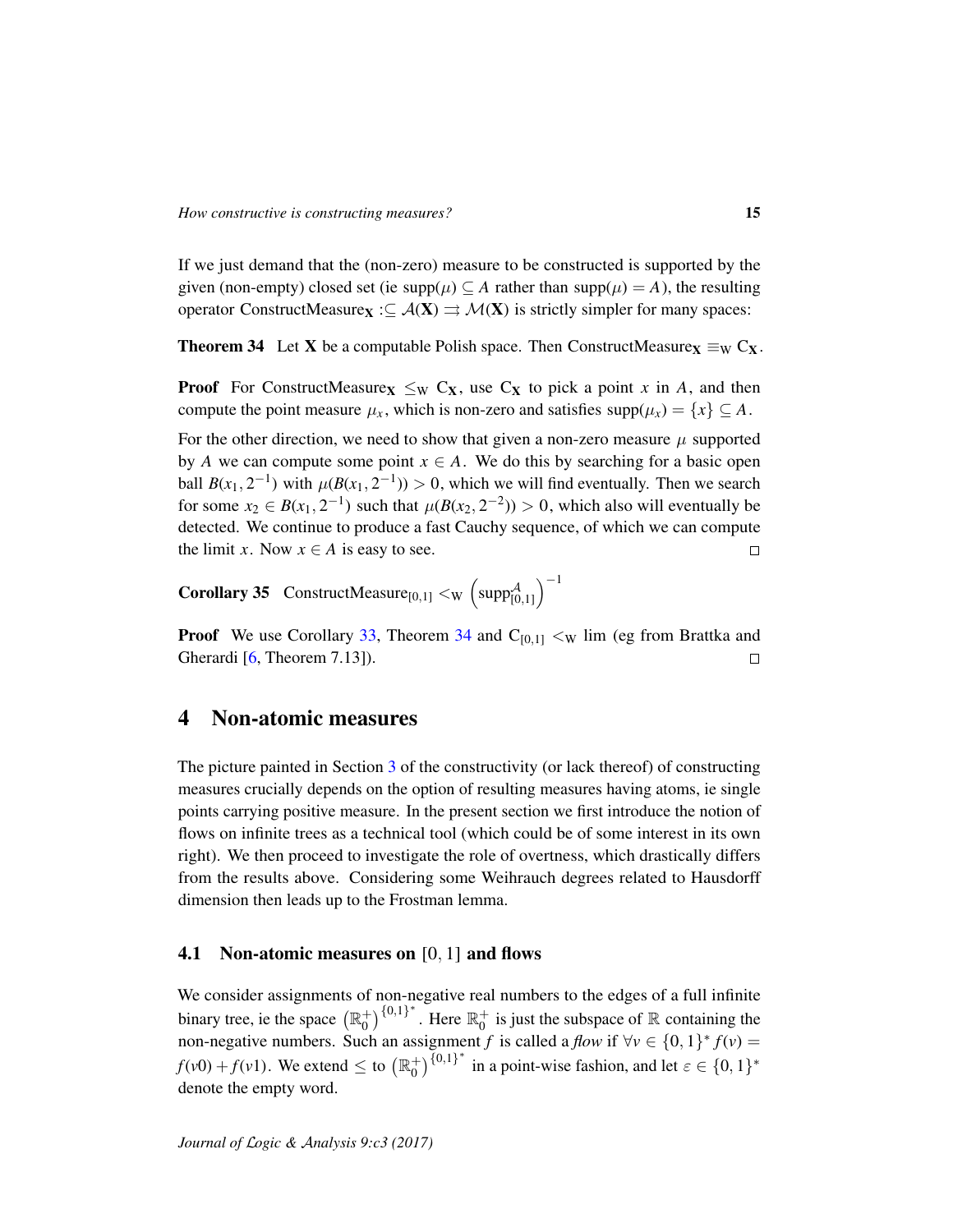If we just demand that the (non-zero) measure to be constructed is supported by the given (non-empty) closed set (ie $\text{supp}(\mu) \subseteq A$ rather than $\text{supp}(\mu) = A$), the resulting operator $\text{ConstructMeasure}_{\mathbf{X}} :\subseteq \mathcal{A}(\mathbf{X}) \rightrightarrows \mathcal{M}(\mathbf{X})$ is strictly simpler for many spaces:

**Theorem 34** Let $\mathbf{X}$ be a computable Polish space. Then $\text{ConstructMeasure}_{\mathbf{X}} \equiv_{\mathrm{W}} \mathrm{C}_{\mathbf{X}}$.

**Proof** For $\text{ConstructMeasure}_{\mathbf{X}} \leq_{\mathrm{W}} \mathrm{C}_{\mathbf{X}}$, use $\mathrm{C}_{\mathbf{X}}$ to pick a point $x$ in $A$, and then compute the point measure $\mu_x$, which is non-zero and satisfies $\text{supp}(\mu_x) = \{x\} \subseteq A$.

For the other direction, we need to show that given a non-zero measure $\mu$ supported by $A$ we can compute some point $x \in A$. We do this by searching for a basic open ball $B(x_1, 2^{-1})$ with $\mu(B(x_1, 2^{-1})) > 0$, which we will find eventually. Then we search for some $x_2 \in B(x_1, 2^{-1})$ such that $\mu(B(x_2, 2^{-2})) > 0$, which also will eventually be detected. We continue to produce a fast Cauchy sequence, of which we can compute the limit $x$. Now $x \in A$ is easy to see. $\square$

**Corollary 35** $\text{ConstructMeasure}_{[0,1]} <_{\mathrm{W}} \left(\text{supp}^{\mathcal{A}}_{[0,1]}\right)^{-1}$

**Proof** We use Corollary 33, Theorem 34 and $\mathrm{C}_{[0,1]} <_{\mathrm{W}} \lim$ (eg from Brattka and Gherardi [6, Theorem 7.13]). $\square$

# 4 Non-atomic measures

The picture painted in Section 3 of the constructivity (or lack thereof) of constructing measures crucially depends on the option of resulting measures having atoms, ie single points carrying positive measure. In the present section we first introduce the notion of flows on infinite trees as a technical tool (which could be of some interest in its own right). We then proceed to investigate the role of overtness, which drastically differs from the results above. Considering some Weihrauch degrees related to Hausdorff dimension then leads up to the Frostman lemma.

## 4.1 Non-atomic measures on $[0, 1]$ and flows

We consider assignments of non-negative real numbers to the edges of a full infinite binary tree, ie the space $\left(\mathbb{R}^+_0\right)^{\{0,1\}^*}$. Here $\mathbb{R}^+_0$ is just the subspace of $\mathbb{R}$ containing the non-negative numbers. Such an assignment $f$ is called a *flow* if $\forall v \in \{0,1\}^* \, f(v) = f(v0) + f(v1)$. We extend $\leq$ to $\left(\mathbb{R}^+_0\right)^{\{0,1\}^*}$ in a point-wise fashion, and let $\varepsilon \in \{0,1\}^*$ denote the empty word.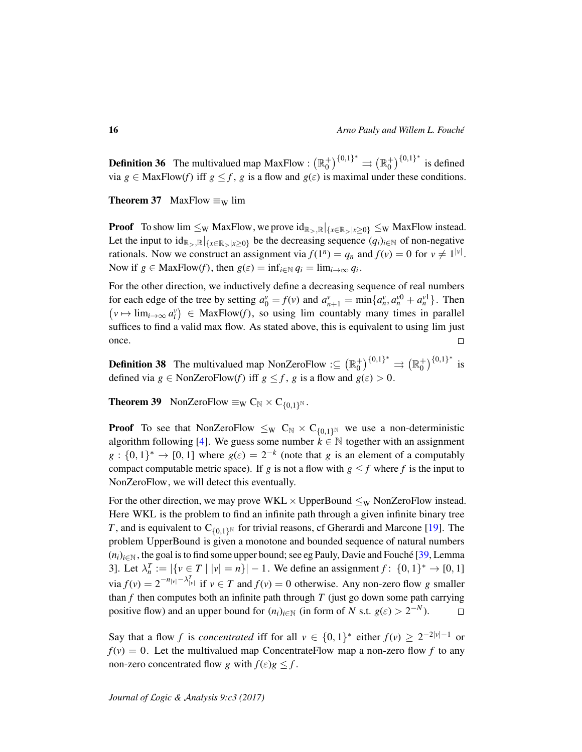**Definition 36** The multivalued map MaxFlow : $\left(\mathbb{R}_0^+\right)^{\{0,1\}^*} \rightrightarrows \left(\mathbb{R}_0^+\right)^{\{0,1\}^*}$ is defined via $g \in \text{MaxFlow}(f)$ iff $g \leq f$, $g$ is a flow and $g(\varepsilon)$ is maximal under these conditions.

**Theorem 37** MaxFlow $\equiv_{\text{W}}$ lim

**Proof** To show lim $\leq_{\text{W}}$ MaxFlow, we prove $\text{id}_{\mathbb{R}_>,\mathbb{R}}|_{\{x \in \mathbb{R}_> | x \geq 0\}} \leq_{\text{W}}$ MaxFlow instead. Let the input to $\text{id}_{\mathbb{R}_>,\mathbb{R}}|_{\{x \in \mathbb{R}_> | x \geq 0\}}$ be the decreasing sequence $(q_i)_{i \in \mathbb{N}}$ of non-negative rationals. Now we construct an assignment via $f(1^n) = q_n$ and $f(v) = 0$ for $v \neq 1^{|v|}$. Now if $g \in \text{MaxFlow}(f)$, then $g(\varepsilon) = \inf_{i \in \mathbb{N}} q_i = \lim_{i \to \infty} q_i$.

For the other direction, we inductively define a decreasing sequence of real numbers for each edge of the tree by setting $a_0^v = f(v)$ and $a_{n+1}^v = \min\{a_n^v, a_n^{v0} + a_n^{v1}\}$. Then $\left(v \mapsto \lim_{i \to \infty} a_i^v\right) \in \text{MaxFlow}(f)$, so using lim countably many times in parallel suffices to find a valid max flow. As stated above, this is equivalent to using lim just once. $\square$

**Definition 38** The multivalued map NonZeroFlow $:\subseteq \left(\mathbb{R}_0^+\right)^{\{0,1\}^*} \rightrightarrows \left(\mathbb{R}_0^+\right)^{\{0,1\}^*}$ is defined via $g \in \text{NonZeroFlow}(f)$ iff $g \leq f$, $g$ is a flow and $g(\varepsilon) > 0$.

**Theorem 39** NonZeroFlow $\equiv_{\text{W}} \text{C}_{\mathbb{N}} \times \text{C}_{\{0,1\}^{\mathbb{N}}}$.

**Proof** To see that NonZeroFlow $\leq_{\text{W}} \text{C}_{\mathbb{N}} \times \text{C}_{\{0,1\}^{\mathbb{N}}}$ we use a non-deterministic algorithm following [4]. We guess some number $k \in \mathbb{N}$ together with an assignment $g : \{0,1\}^* \to [0,1]$ where $g(\varepsilon) = 2^{-k}$ (note that $g$ is an element of a computably compact computable metric space). If $g$ is not a flow with $g \leq f$ where $f$ is the input to NonZeroFlow, we will detect this eventually.

For the other direction, we may prove WKL $\times$ UpperBound $\leq_{\text{W}}$ NonZeroFlow instead. Here WKL is the problem to find an infinite path through a given infinite binary tree $T$, and is equivalent to $\text{C}_{\{0,1\}^{\mathbb{N}}}$ for trivial reasons, cf Gherardi and Marcone [19]. The problem UpperBound is given a monotone and bounded sequence of natural numbers $(n_i)_{i \in \mathbb{N}}$, the goal is to find some upper bound; see eg Pauly, Davie and Fouché [39, Lemma 3]. Let $\lambda_n^T := |\{v \in T \mid |v| = n\}| - 1$. We define an assignment $f\colon \{0,1\}^* \to [0,1]$ via $f(v) = 2^{-n_{|v|} - \lambda_{|v|}^T}$ if $v \in T$ and $f(v) = 0$ otherwise. Any non-zero flow $g$ smaller than $f$ then computes both an infinite path through $T$ (just go down some path carrying positive flow) and an upper bound for $(n_i)_{i \in \mathbb{N}}$ (in form of $N$ s.t. $g(\varepsilon) > 2^{-N}$). $\square$

Say that a flow $f$ is *concentrated* iff for all $v \in \{0,1\}^*$ either $f(v) \geq 2^{-2|v|-1}$ or $f(v) = 0$. Let the multivalued map ConcentrateFlow map a non-zero flow $f$ to any non-zero concentrated flow $g$ with $f(\varepsilon)g \leq f$.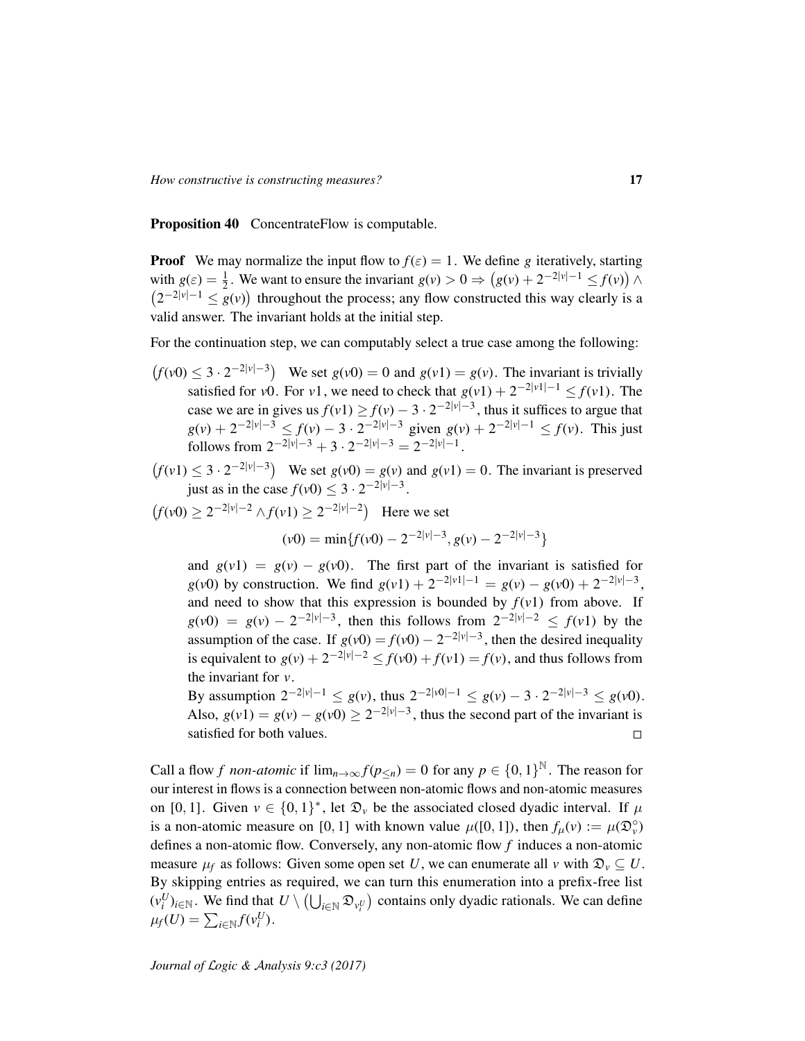**Proposition 40** ConcentrateFlow is computable.

**Proof** We may normalize the input flow to $f(\varepsilon) = 1$. We define $g$ iteratively, starting with $g(\varepsilon) = \frac{1}{2}$. We want to ensure the invariant $g(v) > 0 \Rightarrow \left(g(v) + 2^{-2|v|-1} \leq f(v)\right) \wedge \left(2^{-2|v|-1} \leq g(v)\right)$ throughout the process; any flow constructed this way clearly is a valid answer. The invariant holds at the initial step.

For the continuation step, we can computably select a true case among the following:

$\left(f(v0) \leq 3 \cdot 2^{-2|v|-3}\right)$ We set $g(v0) = 0$ and $g(v1) = g(v)$. The invariant is trivially satisfied for $v0$. For $v1$, we need to check that $g(v1) + 2^{-2|v1|-1} \leq f(v1)$. The case we are in gives us $f(v1) \geq f(v) - 3 \cdot 2^{-2|v|-3}$, thus it suffices to argue that $g(v) + 2^{-2|v|-3} \leq f(v) - 3 \cdot 2^{-2|v|-3}$ given $g(v) + 2^{-2|v|-1} \leq f(v)$. This just follows from $2^{-2|v|-3} + 3 \cdot 2^{-2|v|-3} = 2^{-2|v|-1}$.

$\left(f(v1) \leq 3 \cdot 2^{-2|v|-3}\right)$ We set $g(v0) = g(v)$ and $g(v1) = 0$. The invariant is preserved just as in the case $f(v0) \leq 3 \cdot 2^{-2|v|-3}$.

$\left(f(v0) \geq 2^{-2|v|-2} \wedge f(v1) \geq 2^{-2|v|-2}\right)$ Here we set

$$(v0) = \min\{f(v0) - 2^{-2|v|-3}, g(v) - 2^{-2|v|-3}\}$$

and $g(v1) = g(v) - g(v0)$. The first part of the invariant is satisfied for $g(v0)$ by construction. We find $g(v1) + 2^{-2|v1|-1} = g(v) - g(v0) + 2^{-2|v|-3}$, and need to show that this expression is bounded by $f(v1)$ from above. If $g(v0) = g(v) - 2^{-2|v|-3}$, then this follows from $2^{-2|v|-2} \leq f(v1)$ by the assumption of the case. If $g(v0) = f(v0) - 2^{-2|v|-3}$, then the desired inequality is equivalent to $g(v) + 2^{-2|v|-2} \leq f(v0) + f(v1) = f(v)$, and thus follows from the invariant for $v$.

By assumption $2^{-2|v|-1} \leq g(v)$, thus $2^{-2|v0|-1} \leq g(v) - 3 \cdot 2^{-2|v|-3} \leq g(v0)$. Also, $g(v1) = g(v) - g(v0) \geq 2^{-2|v|-3}$, thus the second part of the invariant is satisfied for both values. $\square$

Call a flow $f$ *non-atomic* if $\lim_{n\to\infty} f(p_{\leq n}) = 0$ for any $p \in \{0,1\}^{\mathbb{N}}$. The reason for our interest in flows is a connection between non-atomic flows and non-atomic measures on $[0,1]$. Given $v \in \{0,1\}^*$, let $\mathfrak{D}_v$ be the associated closed dyadic interval. If $\mu$ is a non-atomic measure on $[0,1]$ with known value $\mu([0,1])$, then $f_\mu(v) := \mu(\mathfrak{D}_v^\circ)$ defines a non-atomic flow. Conversely, any non-atomic flow $f$ induces a non-atomic measure $\mu_f$ as follows: Given some open set $U$, we can enumerate all $v$ with $\mathfrak{D}_v \subseteq U$. By skipping entries as required, we can turn this enumeration into a prefix-free list $(v_i^U)_{i\in\mathbb{N}}$. We find that $U \setminus \left(\bigcup_{i\in\mathbb{N}} \mathfrak{D}_{v_i^U}\right)$ contains only dyadic rationals. We can define $\mu_f(U) = \sum_{i\in\mathbb{N}} f(v_i^U)$.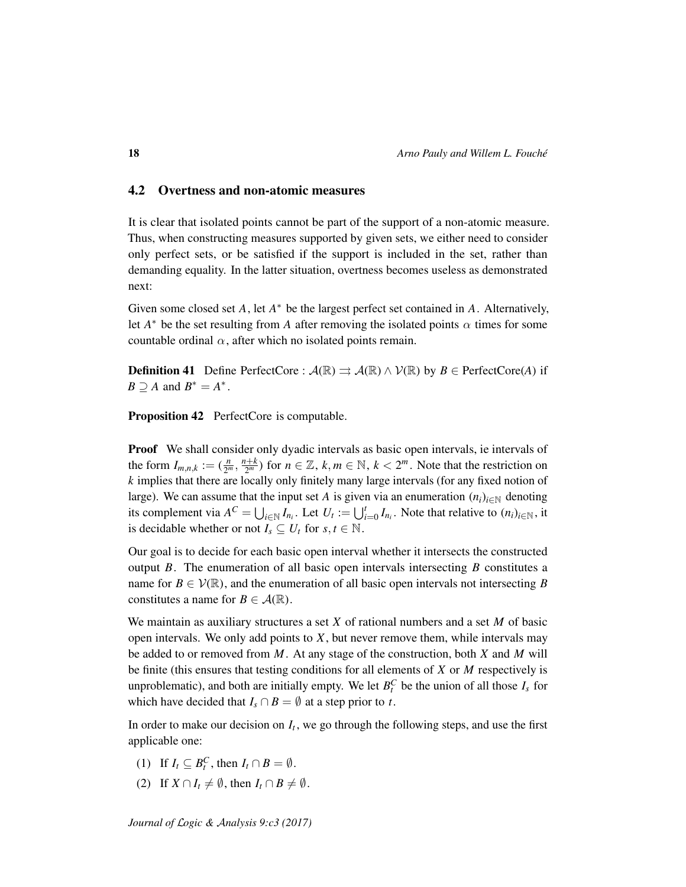### 4.2 Overtness and non-atomic measures

It is clear that isolated points cannot be part of the support of a non-atomic measure. Thus, when constructing measures supported by given sets, we either need to consider only perfect sets, or be satisfied if the support is included in the set, rather than demanding equality. In the latter situation, overtness becomes useless as demonstrated next:

Given some closed set $A$, let $A^*$ be the largest perfect set contained in $A$. Alternatively, let $A^*$ be the set resulting from $A$ after removing the isolated points $\alpha$ times for some countable ordinal $\alpha$, after which no isolated points remain.

**Definition 41** Define $\text{PerfectCore} : \mathcal{A}(\mathbb{R}) \rightrightarrows \mathcal{A}(\mathbb{R}) \wedge \mathcal{V}(\mathbb{R})$ by $B \in \text{PerfectCore}(A)$ if $B \supseteq A$ and $B^* = A^*$.

**Proposition 42** PerfectCore is computable.

**Proof** We shall consider only dyadic intervals as basic open intervals, ie intervals of the form $I_{m,n,k} := (\frac{n}{2^m}, \frac{n+k}{2^m})$ for $n \in \mathbb{Z}$, $k, m \in \mathbb{N}$, $k < 2^m$. Note that the restriction on $k$ implies that there are locally only finitely many large intervals (for any fixed notion of large). We can assume that the input set $A$ is given via an enumeration $(n_i)_{i\in\mathbb{N}}$ denoting its complement via $A^C = \bigcup_{i\in\mathbb{N}} I_{n_i}$. Let $U_t := \bigcup_{i=0}^{t} I_{n_i}$. Note that relative to $(n_i)_{i\in\mathbb{N}}$, it is decidable whether or not $I_s \subseteq U_t$ for $s, t \in \mathbb{N}$.

Our goal is to decide for each basic open interval whether it intersects the constructed output $B$. The enumeration of all basic open intervals intersecting $B$ constitutes a name for $B \in \mathcal{V}(\mathbb{R})$, and the enumeration of all basic open intervals not intersecting $B$ constitutes a name for $B \in \mathcal{A}(\mathbb{R})$.

We maintain as auxiliary structures a set $X$ of rational numbers and a set $M$ of basic open intervals. We only add points to $X$, but never remove them, while intervals may be added to or removed from $M$. At any stage of the construction, both $X$ and $M$ will be finite (this ensures that testing conditions for all elements of $X$ or $M$ respectively is unproblematic), and both are initially empty. We let $B_t^C$ be the union of all those $I_s$ for which have decided that $I_s \cap B = \emptyset$ at a step prior to $t$.

In order to make our decision on $I_t$, we go through the following steps, and use the first applicable one:

(1) If $I_t \subseteq B_t^C$, then $I_t \cap B = \emptyset$.

(2) If $X \cap I_t \neq \emptyset$, then $I_t \cap B \neq \emptyset$.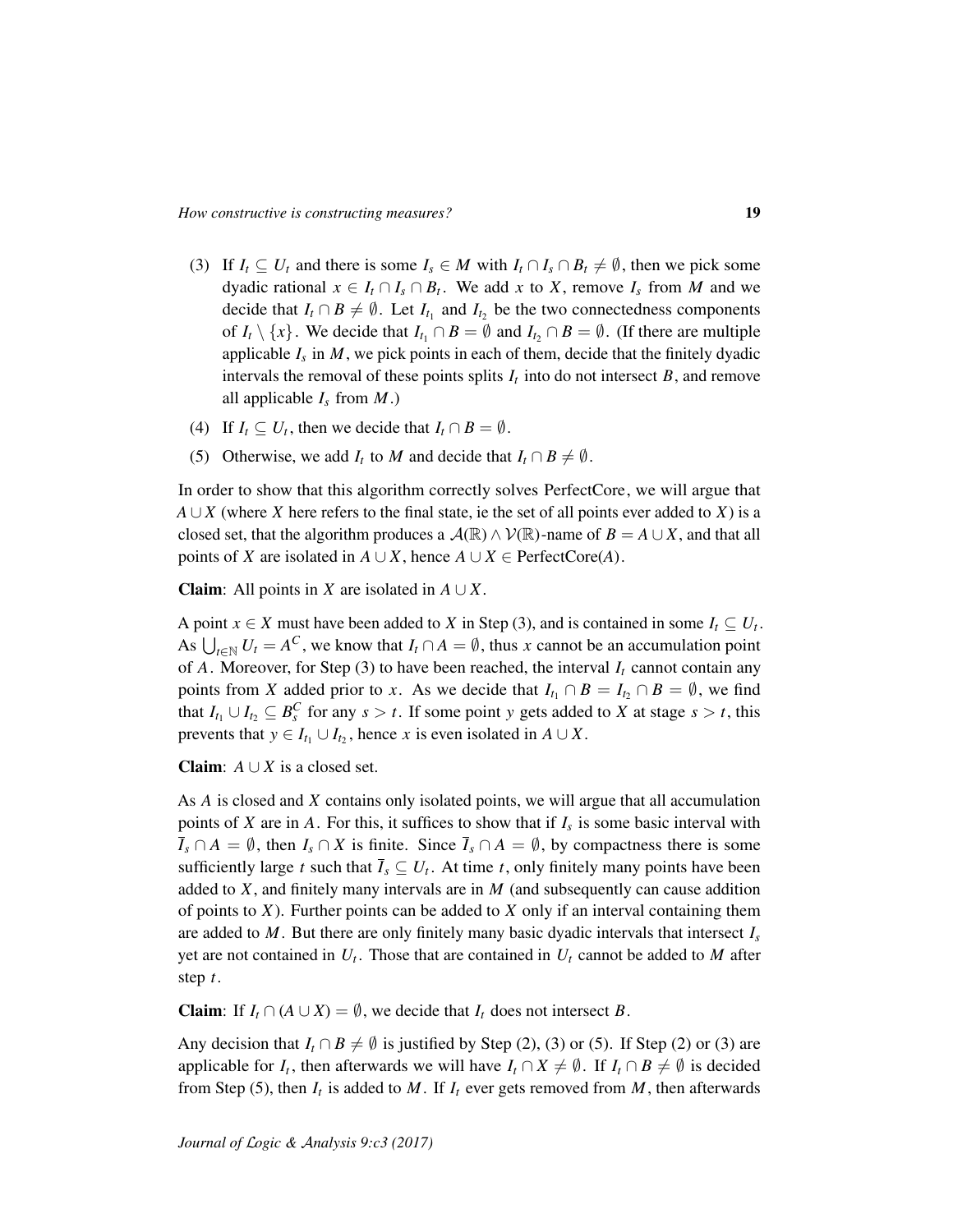(3) If $I_t \subseteq U_t$ and there is some $I_s \in M$ with $I_t \cap I_s \cap B_t \neq \emptyset$, then we pick some dyadic rational $x \in I_t \cap I_s \cap B_t$. We add $x$ to $X$, remove $I_s$ from $M$ and we decide that $I_t \cap B \neq \emptyset$. Let $I_{t_1}$ and $I_{t_2}$ be the two connectedness components of $I_t \setminus \{x\}$. We decide that $I_{t_1} \cap B = \emptyset$ and $I_{t_2} \cap B = \emptyset$. (If there are multiple applicable $I_s$ in $M$, we pick points in each of them, decide that the finitely dyadic intervals the removal of these points splits $I_t$ into do not intersect $B$, and remove all applicable $I_s$ from $M$.)

(4) If $I_t \subseteq U_t$, then we decide that $I_t \cap B = \emptyset$.

(5) Otherwise, we add $I_t$ to $M$ and decide that $I_t \cap B \neq \emptyset$.

In order to show that this algorithm correctly solves PerfectCore, we will argue that $A \cup X$ (where $X$ here refers to the final state, ie the set of all points ever added to $X$) is a closed set, that the algorithm produces a $\mathcal{A}(\mathbb{R}) \wedge \mathcal{V}(\mathbb{R})$-name of $B = A \cup X$, and that all points of $X$ are isolated in $A \cup X$, hence $A \cup X \in \text{PerfectCore}(A)$.

**Claim**: All points in $X$ are isolated in $A \cup X$.

A point $x \in X$ must have been added to $X$ in Step (3), and is contained in some $I_t \subseteq U_t$. As $\bigcup_{t \in \mathbb{N}} U_t = A^C$, we know that $I_t \cap A = \emptyset$, thus $x$ cannot be an accumulation point of $A$. Moreover, for Step (3) to have been reached, the interval $I_t$ cannot contain any points from $X$ added prior to $x$. As we decide that $I_{t_1} \cap B = I_{t_2} \cap B = \emptyset$, we find that $I_{t_1} \cup I_{t_2} \subseteq B_s^C$ for any $s > t$. If some point $y$ gets added to $X$ at stage $s > t$, this prevents that $y \in I_{t_1} \cup I_{t_2}$, hence $x$ is even isolated in $A \cup X$.

**Claim**: $A \cup X$ is a closed set.

As $A$ is closed and $X$ contains only isolated points, we will argue that all accumulation points of $X$ are in $A$. For this, it suffices to show that if $I_s$ is some basic interval with $\overline{I}_s \cap A = \emptyset$, then $I_s \cap X$ is finite. Since $\overline{I}_s \cap A = \emptyset$, by compactness there is some sufficiently large $t$ such that $\overline{I}_s \subseteq U_t$. At time $t$, only finitely many points have been added to $X$, and finitely many intervals are in $M$ (and subsequently can cause addition of points to $X$). Further points can be added to $X$ only if an interval containing them are added to $M$. But there are only finitely many basic dyadic intervals that intersect $I_s$ yet are not contained in $U_t$. Those that are contained in $U_t$ cannot be added to $M$ after step $t$.

**Claim**: If $I_t \cap (A \cup X) = \emptyset$, we decide that $I_t$ does not intersect $B$.

Any decision that $I_t \cap B \neq \emptyset$ is justified by Step (2), (3) or (5). If Step (2) or (3) are applicable for $I_t$, then afterwards we will have $I_t \cap X \neq \emptyset$. If $I_t \cap B \neq \emptyset$ is decided from Step (5), then $I_t$ is added to $M$. If $I_t$ ever gets removed from $M$, then afterwards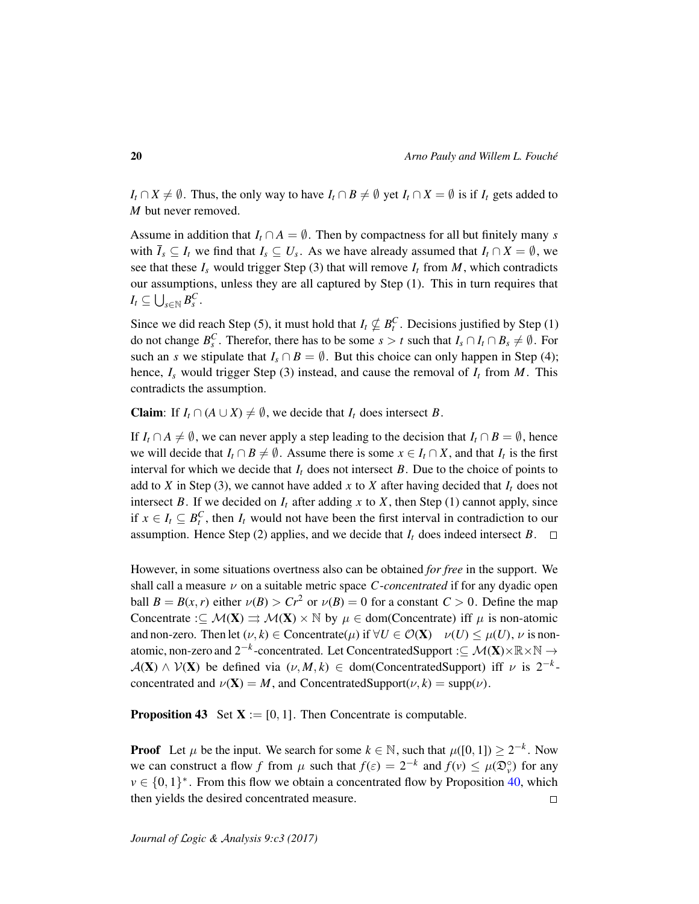$I_t \cap X \neq \emptyset$. Thus, the only way to have $I_t \cap B \neq \emptyset$ yet $I_t \cap X = \emptyset$ is if $I_t$ gets added to $M$ but never removed.

Assume in addition that $I_t \cap A = \emptyset$. Then by compactness for all but finitely many $s$ with $\overline{I}_s \subseteq I_t$ we find that $I_s \subseteq U_s$. As we have already assumed that $I_t \cap X = \emptyset$, we see that these $I_s$ would trigger Step (3) that will remove $I_t$ from $M$, which contradicts our assumptions, unless they are all captured by Step (1). This in turn requires that $I_t \subseteq \bigcup_{s \in \mathbb{N}} B_s^C$.

Since we did reach Step (5), it must hold that $I_t \nsubseteq B_t^C$. Decisions justified by Step (1) do not change $B_s^C$. Therefor, there has to be some $s > t$ such that $I_s \cap I_t \cap B_s \neq \emptyset$. For such an $s$ we stipulate that $I_s \cap B = \emptyset$. But this choice can only happen in Step (4); hence, $I_s$ would trigger Step (3) instead, and cause the removal of $I_t$ from $M$. This contradicts the assumption.

**Claim**: If $I_t \cap (A \cup X) \neq \emptyset$, we decide that $I_t$ does intersect $B$.

If $I_t \cap A \neq \emptyset$, we can never apply a step leading to the decision that $I_t \cap B = \emptyset$, hence we will decide that $I_t \cap B \neq \emptyset$. Assume there is some $x \in I_t \cap X$, and that $I_t$ is the first interval for which we decide that $I_t$ does not intersect $B$. Due to the choice of points to add to $X$ in Step (3), we cannot have added $x$ to $X$ after having decided that $I_t$ does not intersect $B$. If we decided on $I_t$ after adding $x$ to $X$, then Step (1) cannot apply, since if $x \in I_t \subseteq B_t^C$, then $I_t$ would not have been the first interval in contradiction to our assumption. Hence Step (2) applies, and we decide that $I_t$ does indeed intersect $B$. □

However, in some situations overtness also can be obtained *for free* in the support. We shall call a measure $\nu$ on a suitable metric space *$C$-concentrated* if for any dyadic open ball $B = B(x, r)$ either $\nu(B) > Cr^2$ or $\nu(B) = 0$ for a constant $C > 0$. Define the map $\text{Concentrate} :\subseteq \mathcal{M}(\mathbf{X}) \rightrightarrows \mathcal{M}(\mathbf{X}) \times \mathbb{N}$ by $\mu \in \text{dom}(\text{Concentrate})$ iff $\mu$ is non-atomic and non-zero. Then let $(\nu, k) \in \text{Concentrate}(\mu)$ if $\forall U \in \mathcal{O}(\mathbf{X}) \quad \nu(U) \leq \mu(U)$, $\nu$ is non-atomic, non-zero and $2^{-k}$-concentrated. Let $\text{ConcentratedSupport} :\subseteq \mathcal{M}(\mathbf{X}) \times \mathbb{R} \times \mathbb{N} \to \mathcal{A}(\mathbf{X}) \wedge \mathcal{V}(\mathbf{X})$ be defined via $(\nu, M, k) \in \text{dom}(\text{ConcentratedSupport})$ iff $\nu$ is $2^{-k}$-concentrated and $\nu(\mathbf{X}) = M$, and $\text{ConcentratedSupport}(\nu, k) = \text{supp}(\nu)$.

**Proposition 43** Set $\mathbf{X} := [0, 1]$. Then Concentrate is computable.

**Proof** Let $\mu$ be the input. We search for some $k \in \mathbb{N}$, such that $\mu([0, 1]) \geq 2^{-k}$. Now we can construct a flow $f$ from $\mu$ such that $f(\varepsilon) = 2^{-k}$ and $f(v) \leq \mu(\mathfrak{D}_v^\circ)$ for any $v \in \{0, 1\}^*$. From this flow we obtain a concentrated flow by Proposition 40, which then yields the desired concentrated measure. □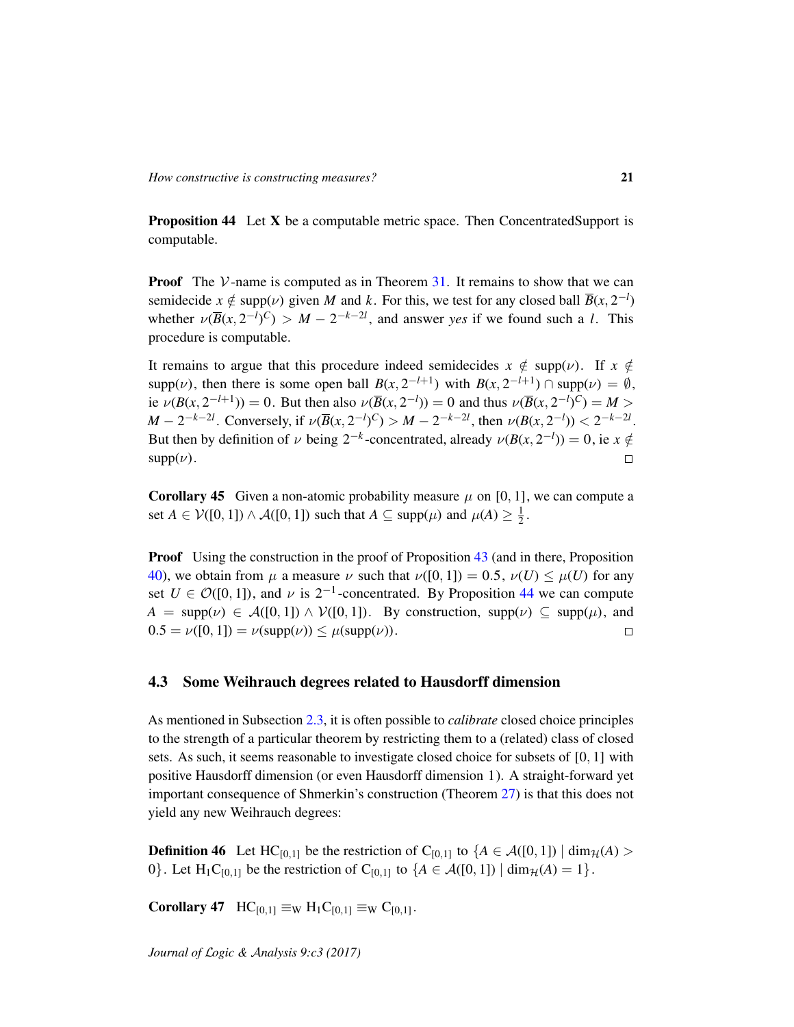**Proposition 44** Let $\mathbf{X}$ be a computable metric space. Then ConcentratedSupport is computable.

**Proof** The $\mathcal{V}$-name is computed as in Theorem 31. It remains to show that we can semidecide $x \notin \operatorname{supp}(\nu)$ given $M$ and $k$. For this, we test for any closed ball $\overline{B}(x, 2^{-l})$ whether $\nu(\overline{B}(x, 2^{-l})^C) > M - 2^{-k-2l}$, and answer *yes* if we found such a $l$. This procedure is computable.

It remains to argue that this procedure indeed semidecides $x \notin \operatorname{supp}(\nu)$. If $x \notin \operatorname{supp}(\nu)$, then there is some open ball $B(x, 2^{-l+1})$ with $B(x, 2^{-l+1}) \cap \operatorname{supp}(\nu) = \emptyset$, ie $\nu(B(x, 2^{-l+1})) = 0$. But then also $\nu(\overline{B}(x, 2^{-l})) = 0$ and thus $\nu(\overline{B}(x, 2^{-l})^C) = M > M - 2^{-k-2l}$. Conversely, if $\nu(\overline{B}(x, 2^{-l})^C) > M - 2^{-k-2l}$, then $\nu(B(x, 2^{-l})) < 2^{-k-2l}$. But then by definition of $\nu$ being $2^{-k}$-concentrated, already $\nu(B(x, 2^{-l})) = 0$, ie $x \notin \operatorname{supp}(\nu)$. □

**Corollary 45** Given a non-atomic probability measure $\mu$ on $[0, 1]$, we can compute a set $A \in \mathcal{V}([0, 1]) \wedge \mathcal{A}([0, 1])$ such that $A \subseteq \operatorname{supp}(\mu)$ and $\mu(A) \geq \frac{1}{2}$.

**Proof** Using the construction in the proof of Proposition 43 (and in there, Proposition 40), we obtain from $\mu$ a measure $\nu$ such that $\nu([0, 1]) = 0.5$, $\nu(U) \leq \mu(U)$ for any set $U \in \mathcal{O}([0, 1])$, and $\nu$ is $2^{-1}$-concentrated. By Proposition 44 we can compute $A = \operatorname{supp}(\nu) \in \mathcal{A}([0, 1]) \wedge \mathcal{V}([0, 1])$. By construction, $\operatorname{supp}(\nu) \subseteq \operatorname{supp}(\mu)$, and $0.5 = \nu([0, 1]) = \nu(\operatorname{supp}(\nu)) \leq \mu(\operatorname{supp}(\nu))$. □

### 4.3 Some Weihrauch degrees related to Hausdorff dimension

As mentioned in Subsection 2.3, it is often possible to *calibrate* closed choice principles to the strength of a particular theorem by restricting them to a (related) class of closed sets. As such, it seems reasonable to investigate closed choice for subsets of $[0, 1]$ with positive Hausdorff dimension (or even Hausdorff dimension 1). A straight-forward yet important consequence of Shmerkin's construction (Theorem 27) is that this does not yield any new Weihrauch degrees:

**Definition 46** Let $\mathrm{HC}_{[0,1]}$ be the restriction of $\mathrm{C}_{[0,1]}$ to $\{A \in \mathcal{A}([0, 1]) \mid \dim_{\mathcal{H}}(A) > 0\}$. Let $\mathrm{H}_1\mathrm{C}_{[0,1]}$ be the restriction of $\mathrm{C}_{[0,1]}$ to $\{A \in \mathcal{A}([0, 1]) \mid \dim_{\mathcal{H}}(A) = 1\}$.

**Corollary 47** $\mathrm{HC}_{[0,1]} \equiv_{\mathrm{W}} \mathrm{H}_1\mathrm{C}_{[0,1]} \equiv_{\mathrm{W}} \mathrm{C}_{[0,1]}$.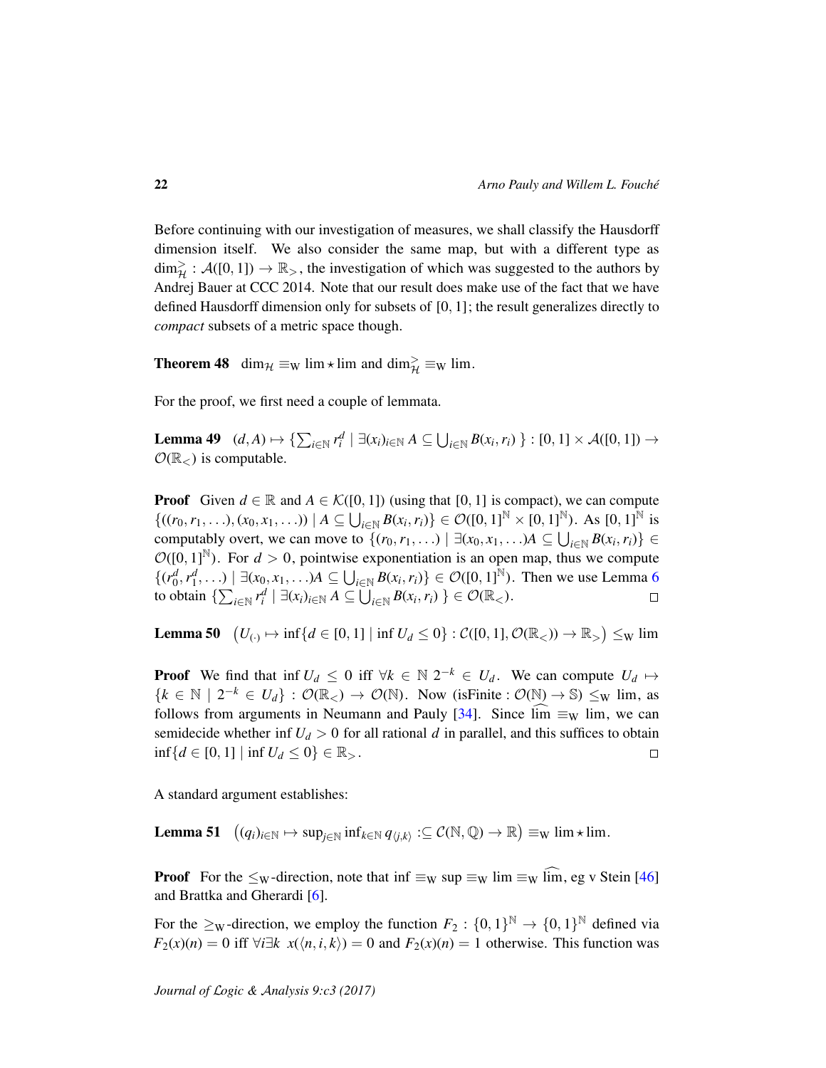Before continuing with our investigation of measures, we shall classify the Hausdorff dimension itself. We also consider the same map, but with a different type as $\dim_{\mathcal{H}}^{>} : \mathcal{A}([0,1]) \to \mathbb{R}_{>}$, the investigation of which was suggested to the authors by Andrej Bauer at CCC 2014. Note that our result does make use of the fact that we have defined Hausdorff dimension only for subsets of $[0,1]$; the result generalizes directly to *compact* subsets of a metric space though.

**Theorem 48** $\dim_{\mathcal{H}} \equiv_{\mathrm{W}} \lim \star \lim$ and $\dim_{\mathcal{H}}^{>} \equiv_{\mathrm{W}} \lim$.

For the proof, we first need a couple of lemmata.

**Lemma 49** $(d, A) \mapsto \{\sum_{i\in\mathbb{N}} r_i^d \mid \exists (x_i)_{i\in\mathbb{N}}\ A \subseteq \bigcup_{i\in\mathbb{N}} B(x_i, r_i)\ \} : [0,1] \times \mathcal{A}([0,1]) \to \mathcal{O}(\mathbb{R}_{<})$ is computable.

**Proof** Given $d \in \mathbb{R}$ and $A \in \mathcal{K}([0,1])$ (using that $[0,1]$ is compact), we can compute $\{((r_0, r_1, \ldots), (x_0, x_1, \ldots)) \mid A \subseteq \bigcup_{i\in\mathbb{N}} B(x_i, r_i)\} \in \mathcal{O}([0,1]^{\mathbb{N}} \times [0,1]^{\mathbb{N}})$. As $[0,1]^{\mathbb{N}}$ is computably overt, we can move to $\{(r_0, r_1, \ldots) \mid \exists (x_0, x_1, \ldots) A \subseteq \bigcup_{i\in\mathbb{N}} B(x_i, r_i)\} \in \mathcal{O}([0,1]^{\mathbb{N}})$. For $d > 0$, pointwise exponentiation is an open map, thus we compute $\{(r_0^d, r_1^d, \ldots) \mid \exists (x_0, x_1, \ldots) A \subseteq \bigcup_{i\in\mathbb{N}} B(x_i, r_i)\} \in \mathcal{O}([0,1]^{\mathbb{N}})$. Then we use Lemma 6 to obtain $\{\sum_{i\in\mathbb{N}} r_i^d \mid \exists (x_i)_{i\in\mathbb{N}}\ A \subseteq \bigcup_{i\in\mathbb{N}} B(x_i, r_i)\ \} \in \mathcal{O}(\mathbb{R}_{<})$. □

**Lemma 50** $\left(U_{(\cdot)} \mapsto \inf\{d \in [0,1] \mid \inf U_d \leq 0\} : \mathcal{C}([0,1], \mathcal{O}(\mathbb{R}_{<})) \to \mathbb{R}_{>}\right) \leq_{\mathrm{W}} \lim$

**Proof** We find that $\inf U_d \leq 0$ iff $\forall k \in \mathbb{N}\ 2^{-k} \in U_d$. We can compute $U_d \mapsto \{k \in \mathbb{N} \mid 2^{-k} \in U_d\} : \mathcal{O}(\mathbb{R}_{<}) \to \mathcal{O}(\mathbb{N})$. Now $(\text{isFinite} : \mathcal{O}(\mathbb{N}) \to \mathbb{S}) \leq_{\mathrm{W}} \lim$, as follows from arguments in Neumann and Pauly [34]. Since $\widehat{\lim} \equiv_{\mathrm{W}} \lim$, we can semidecide whether $\inf U_d > 0$ for all rational $d$ in parallel, and this suffices to obtain $\inf\{d \in [0,1] \mid \inf U_d \leq 0\} \in \mathbb{R}_{>}$. □

A standard argument establishes:

**Lemma 51** $\left((q_i)_{i\in\mathbb{N}} \mapsto \sup_{j\in\mathbb{N}} \inf_{k\in\mathbb{N}} q_{\langle j,k\rangle} :\subseteq \mathcal{C}(\mathbb{N}, \mathbb{Q}) \to \mathbb{R}\right) \equiv_{\mathrm{W}} \lim \star \lim$.

**Proof** For the $\leq_{\mathrm{W}}$-direction, note that $\inf \equiv_{\mathrm{W}} \sup \equiv_{\mathrm{W}} \lim \equiv_{\mathrm{W}} \widehat{\lim}$, eg v Stein [46] and Brattka and Gherardi [6].

For the $\geq_{\mathrm{W}}$-direction, we employ the function $F_2 : \{0,1\}^{\mathbb{N}} \to \{0,1\}^{\mathbb{N}}$ defined via $F_2(x)(n) = 0$ iff $\forall i \exists k\ \ x(\langle n, i, k\rangle) = 0$ and $F_2(x)(n) = 1$ otherwise. This function was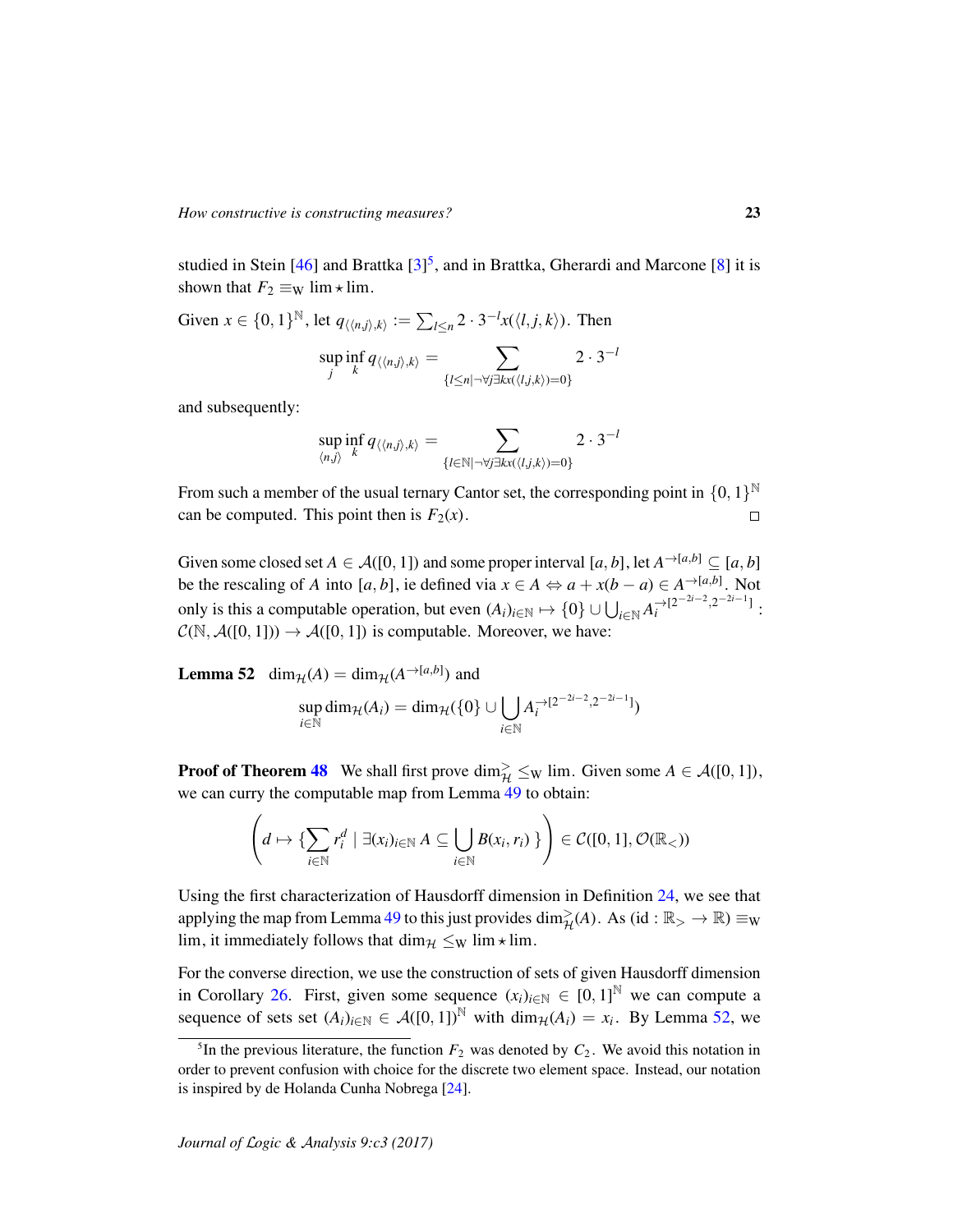studied in Stein [46] and Brattka [3][5], and in Brattka, Gherardi and Marcone [8] it is shown that $F_2 \equiv_W \lim \star \lim$.

Given $x \in \{0,1\}^{\mathbb{N}}$, let $q_{\langle\langle n,j\rangle,k\rangle} := \sum_{l \leq n} 2 \cdot 3^{-l} x(\langle l,j,k\rangle)$. Then

$$\sup_j \inf_k q_{\langle\langle n,j\rangle,k\rangle} = \sum_{\{l \leq n \mid \neg\forall j \exists k x(\langle l,j,k\rangle)=0\}} 2 \cdot 3^{-l}$$

and subsequently:

$$\sup_{\langle n,j\rangle} \inf_k q_{\langle\langle n,j\rangle,k\rangle} = \sum_{\{l \in \mathbb{N} \mid \neg\forall j \exists k x(\langle l,j,k\rangle)=0\}} 2 \cdot 3^{-l}$$

From such a member of the usual ternary Cantor set, the corresponding point in $\{0,1\}^{\mathbb{N}}$ can be computed. This point then is $F_2(x)$. □

Given some closed set $A \in \mathcal{A}([0,1])$ and some proper interval $[a,b]$, let $A^{\to[a,b]} \subseteq [a,b]$ be the rescaling of $A$ into $[a,b]$, ie defined via $x \in A \Leftrightarrow a + x(b-a) \in A^{\to[a,b]}$. Not only is this a computable operation, but even $(A_i)_{i\in\mathbb{N}} \mapsto \{0\} \cup \bigcup_{i\in\mathbb{N}} A_i^{\to[2^{-2i-2},2^{-2i-1}]} : \mathcal{C}(\mathbb{N}, \mathcal{A}([0,1])) \to \mathcal{A}([0,1])$ is computable. Moreover, we have:

**Lemma 52** $\dim_{\mathcal{H}}(A) = \dim_{\mathcal{H}}(A^{\to[a,b]})$ and

$$\sup_{i\in\mathbb{N}} \dim_{\mathcal{H}}(A_i) = \dim_{\mathcal{H}}(\{0\} \cup \bigcup_{i\in\mathbb{N}} A_i^{\to[2^{-2i-2},2^{-2i-1}]})$$

**Proof of Theorem 48** We shall first prove $\dim_{\mathcal{H}}^{>} \leq_W \lim$. Given some $A \in \mathcal{A}([0,1])$, we can curry the computable map from Lemma 49 to obtain:

$$\left( d \mapsto \{\sum_{i\in\mathbb{N}} r_i^d \mid \exists (x_i)_{i\in\mathbb{N}} \; A \subseteq \bigcup_{i\in\mathbb{N}} B(x_i, r_i) \;\} \right) \in \mathcal{C}([0,1], \mathcal{O}(\mathbb{R}_<))$$

Using the first characterization of Hausdorff dimension in Definition 24, we see that applying the map from Lemma 49 to this just provides $\dim_{\mathcal{H}}^{>}(A)$. As $(\mathrm{id} : \mathbb{R}_> \to \mathbb{R}) \equiv_W \lim$, it immediately follows that $\dim_{\mathcal{H}} \leq_W \lim \star \lim$.

For the converse direction, we use the construction of sets of given Hausdorff dimension in Corollary 26. First, given some sequence $(x_i)_{i\in\mathbb{N}} \in [0,1]^{\mathbb{N}}$ we can compute a sequence of sets set $(A_i)_{i\in\mathbb{N}} \in \mathcal{A}([0,1])^{\mathbb{N}}$ with $\dim_{\mathcal{H}}(A_i) = x_i$. By Lemma 52, we

[5] In the previous literature, the function $F_2$ was denoted by $C_2$. We avoid this notation in order to prevent confusion with choice for the discrete two element space. Instead, our notation is inspired by de Holanda Cunha Nobrega [24].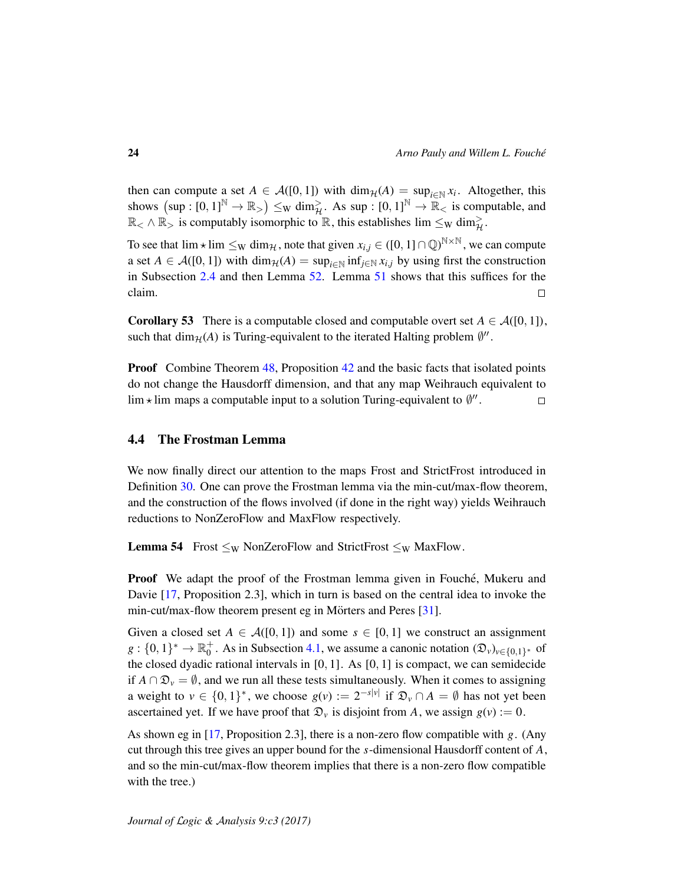then can compute a set $A \in \mathcal{A}([0,1])$ with $\dim_{\mathcal{H}}(A) = \sup_{i \in \mathbb{N}} x_i$. Altogether, this shows $\left(\sup : [0,1]^{\mathbb{N}} \to \mathbb{R}_>\right) \leq_W \dim_{\mathcal{H}}^>$. As $\sup : [0,1]^{\mathbb{N}} \to \mathbb{R}_<$ is computable, and $\mathbb{R}_< \wedge \mathbb{R}_>$ is computably isomorphic to $\mathbb{R}$, this establishes $\lim \leq_W \dim_{\mathcal{H}}^>$.

To see that $\lim \star \lim \leq_W \dim_{\mathcal{H}}$, note that given $x_{i,j} \in ([0,1] \cap \mathbb{Q})^{\mathbb{N} \times \mathbb{N}}$, we can compute a set $A \in \mathcal{A}([0,1])$ with $\dim_{\mathcal{H}}(A) = \sup_{i \in \mathbb{N}} \inf_{j \in \mathbb{N}} x_{i,j}$ by using first the construction in Subsection 2.4 and then Lemma 52. Lemma 51 shows that this suffices for the claim. □

**Corollary 53** There is a computable closed and computable overt set $A \in \mathcal{A}([0,1])$, such that $\dim_{\mathcal{H}}(A)$ is Turing-equivalent to the iterated Halting problem $\emptyset''$.

**Proof** Combine Theorem 48, Proposition 42 and the basic facts that isolated points do not change the Hausdorff dimension, and that any map Weihrauch equivalent to $\lim \star \lim$ maps a computable input to a solution Turing-equivalent to $\emptyset''$. □

## 4.4 The Frostman Lemma

We now finally direct our attention to the maps Frost and StrictFrost introduced in Definition 30. One can prove the Frostman lemma via the min-cut/max-flow theorem, and the construction of the flows involved (if done in the right way) yields Weihrauch reductions to NonZeroFlow and MaxFlow respectively.

**Lemma 54** $\text{Frost} \leq_W \text{NonZeroFlow}$ and $\text{StrictFrost} \leq_W \text{MaxFlow}$.

**Proof** We adapt the proof of the Frostman lemma given in Fouché, Mukeru and Davie [17, Proposition 2.3], which in turn is based on the central idea to invoke the min-cut/max-flow theorem present eg in Mörters and Peres [31].

Given a closed set $A \in \mathcal{A}([0,1])$ and some $s \in [0,1]$ we construct an assignment $g : \{0,1\}^* \to \mathbb{R}_0^+$. As in Subsection 4.1, we assume a canonic notation $(\mathfrak{D}_v)_{v \in \{0,1\}^*}$ of the closed dyadic rational intervals in $[0,1]$. As $[0,1]$ is compact, we can semidecide if $A \cap \mathfrak{D}_v = \emptyset$, and we run all these tests simultaneously. When it comes to assigning a weight to $v \in \{0,1\}^*$, we choose $g(v) := 2^{-s|v|}$ if $\mathfrak{D}_v \cap A = \emptyset$ has not yet been ascertained yet. If we have proof that $\mathfrak{D}_v$ is disjoint from $A$, we assign $g(v) := 0$.

As shown eg in [17, Proposition 2.3], there is a non-zero flow compatible with $g$. (Any cut through this tree gives an upper bound for the $s$-dimensional Hausdorff content of $A$, and so the min-cut/max-flow theorem implies that there is a non-zero flow compatible with the tree.)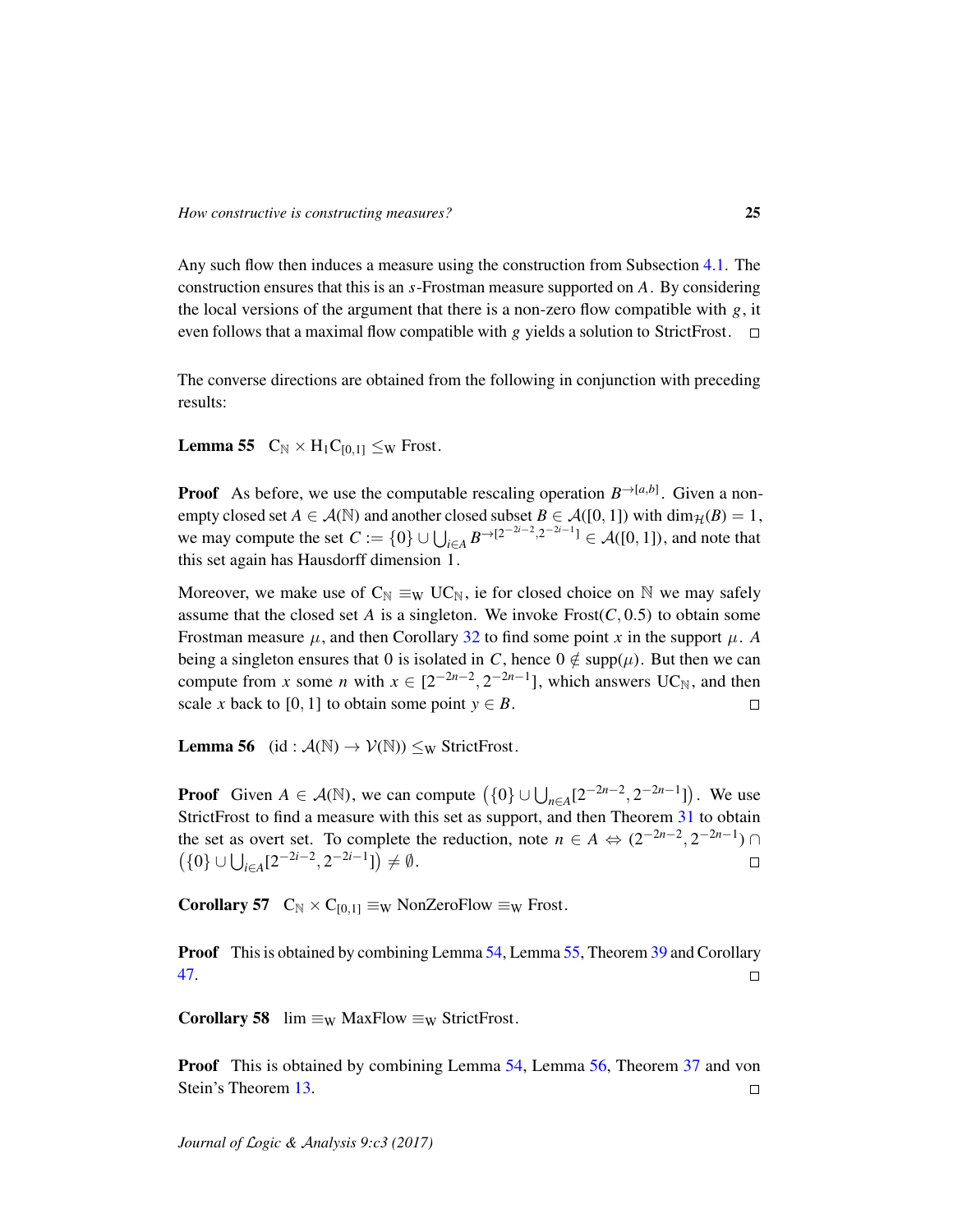Any such flow then induces a measure using the construction from Subsection 4.1. The construction ensures that this is an $s$-Frostman measure supported on $A$. By considering the local versions of the argument that there is a non-zero flow compatible with $g$, it even follows that a maximal flow compatible with $g$ yields a solution to StrictFrost. □

The converse directions are obtained from the following in conjunction with preceding results:

**Lemma 55** $\mathrm{C}_{\mathbb{N}} \times \mathrm{H}_1\mathrm{C}_{[0,1]} \leq_{\mathrm{W}} \mathrm{Frost}$.

**Proof** As before, we use the computable rescaling operation $B^{\to[a,b]}$. Given a non-empty closed set $A \in \mathcal{A}(\mathbb{N})$ and another closed subset $B \in \mathcal{A}([0,1])$ with $\dim_{\mathcal{H}}(B) = 1$, we may compute the set $C := \{0\} \cup \bigcup_{i \in A} B^{\to[2^{-2i-2}, 2^{-2i-1}]} \in \mathcal{A}([0,1])$, and note that this set again has Hausdorff dimension 1.

Moreover, we make use of $\mathrm{C}_{\mathbb{N}} \equiv_{\mathrm{W}} \mathrm{UC}_{\mathbb{N}}$, ie for closed choice on $\mathbb{N}$ we may safely assume that the closed set $A$ is a singleton. We invoke $\mathrm{Frost}(C, 0.5)$ to obtain some Frostman measure $\mu$, and then Corollary 32 to find some point $x$ in the support $\mu$. $A$ being a singleton ensures that 0 is isolated in $C$, hence $0 \notin \mathrm{supp}(\mu)$. But then we can compute from $x$ some $n$ with $x \in [2^{-2n-2}, 2^{-2n-1}]$, which answers $\mathrm{UC}_{\mathbb{N}}$, and then scale $x$ back to $[0,1]$ to obtain some point $y \in B$. □

**Lemma 56** $(\mathrm{id} : \mathcal{A}(\mathbb{N}) \to \mathcal{V}(\mathbb{N})) \leq_{\mathrm{W}} \mathrm{StrictFrost}$.

**Proof** Given $A \in \mathcal{A}(\mathbb{N})$, we can compute $\left(\{0\} \cup \bigcup_{n \in A} [2^{-2n-2}, 2^{-2n-1}]\right)$. We use StrictFrost to find a measure with this set as support, and then Theorem 31 to obtain the set as overt set. To complete the reduction, note $n \in A \Leftrightarrow (2^{-2n-2}, 2^{-2n-1}) \cap \left(\{0\} \cup \bigcup_{i \in A} [2^{-2i-2}, 2^{-2i-1}]\right) \neq \emptyset$. □

**Corollary 57** $\mathrm{C}_{\mathbb{N}} \times \mathrm{C}_{[0,1]} \equiv_{\mathrm{W}} \mathrm{NonZeroFlow} \equiv_{\mathrm{W}} \mathrm{Frost}$.

**Proof** This is obtained by combining Lemma 54, Lemma 55, Theorem 39 and Corollary 47. □

**Corollary 58** $\lim \equiv_{\mathrm{W}} \mathrm{MaxFlow} \equiv_{\mathrm{W}} \mathrm{StrictFrost}$.

**Proof** This is obtained by combining Lemma 54, Lemma 56, Theorem 37 and von Stein's Theorem 13. □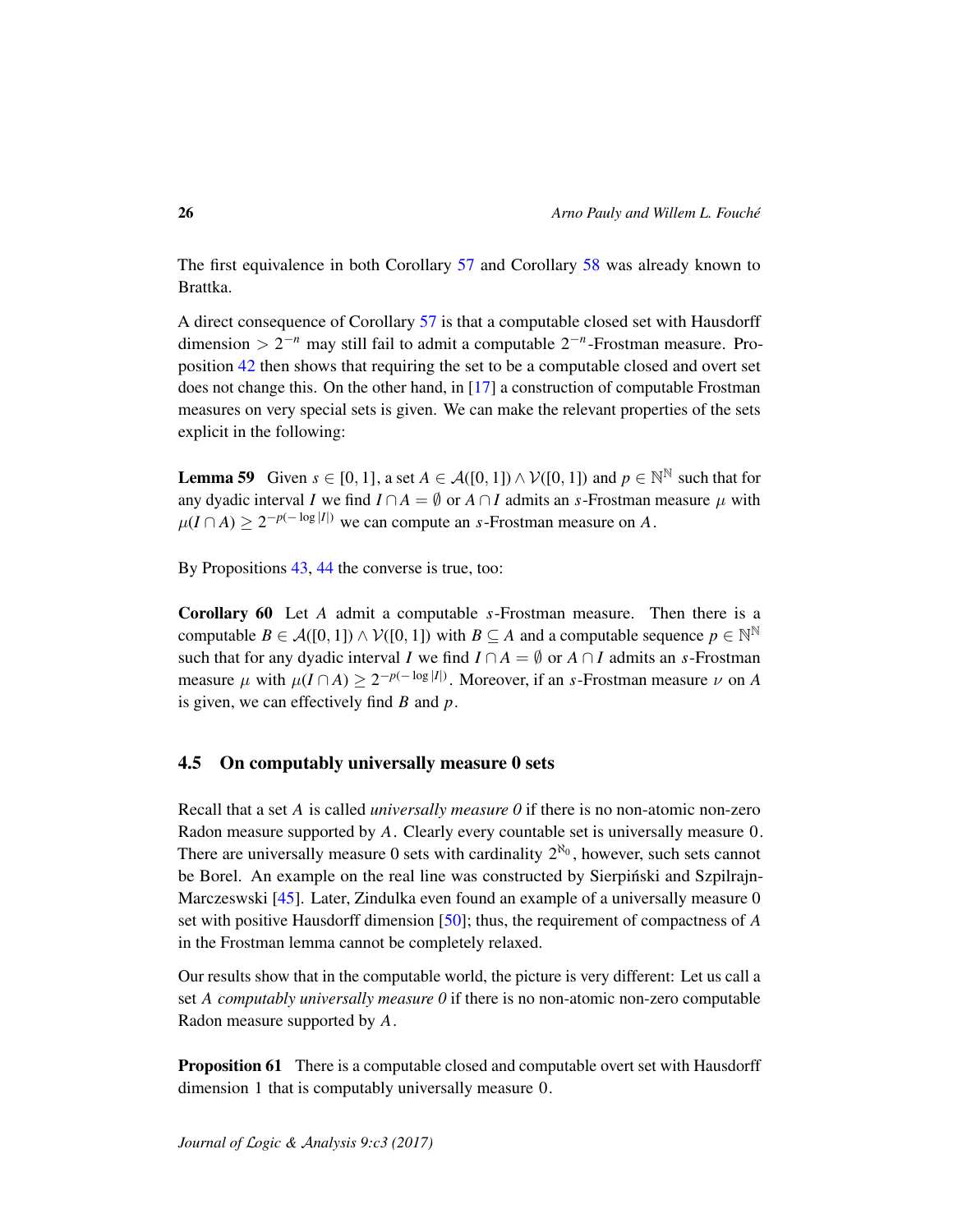The first equivalence in both Corollary 57 and Corollary 58 was already known to Brattka.

A direct consequence of Corollary 57 is that a computable closed set with Hausdorff dimension $> 2^{-n}$ may still fail to admit a computable $2^{-n}$-Frostman measure. Proposition 42 then shows that requiring the set to be a computable closed and overt set does not change this. On the other hand, in [17] a construction of computable Frostman measures on very special sets is given. We can make the relevant properties of the sets explicit in the following:

**Lemma 59** Given $s \in [0, 1]$, a set $A \in \mathcal{A}([0, 1]) \wedge \mathcal{V}([0, 1])$ and $p \in \mathbb{N}^\mathbb{N}$ such that for any dyadic interval $I$ we find $I \cap A = \emptyset$ or $A \cap I$ admits an $s$-Frostman measure $\mu$ with $\mu(I \cap A) \geq 2^{-p(-\log |I|)}$ we can compute an $s$-Frostman measure on $A$.

By Propositions 43, 44 the converse is true, too:

**Corollary 60** Let $A$ admit a computable $s$-Frostman measure. Then there is a computable $B \in \mathcal{A}([0, 1]) \wedge \mathcal{V}([0, 1])$ with $B \subseteq A$ and a computable sequence $p \in \mathbb{N}^\mathbb{N}$ such that for any dyadic interval $I$ we find $I \cap A = \emptyset$ or $A \cap I$ admits an $s$-Frostman measure $\mu$ with $\mu(I \cap A) \geq 2^{-p(-\log |I|)}$. Moreover, if an $s$-Frostman measure $\nu$ on $A$ is given, we can effectively find $B$ and $p$.

## 4.5 On computably universally measure 0 sets

Recall that a set $A$ is called *universally measure 0* if there is no non-atomic non-zero Radon measure supported by $A$. Clearly every countable set is universally measure 0. There are universally measure 0 sets with cardinality $2^{\aleph_0}$, however, such sets cannot be Borel. An example on the real line was constructed by Sierpiński and Szpilrajn-Marczeswski [45]. Later, Zindulka even found an example of a universally measure 0 set with positive Hausdorff dimension [50]; thus, the requirement of compactness of $A$ in the Frostman lemma cannot be completely relaxed.

Our results show that in the computable world, the picture is very different: Let us call a set $A$ *computably universally measure 0* if there is no non-atomic non-zero computable Radon measure supported by $A$.

**Proposition 61** There is a computable closed and computable overt set with Hausdorff dimension 1 that is computably universally measure 0.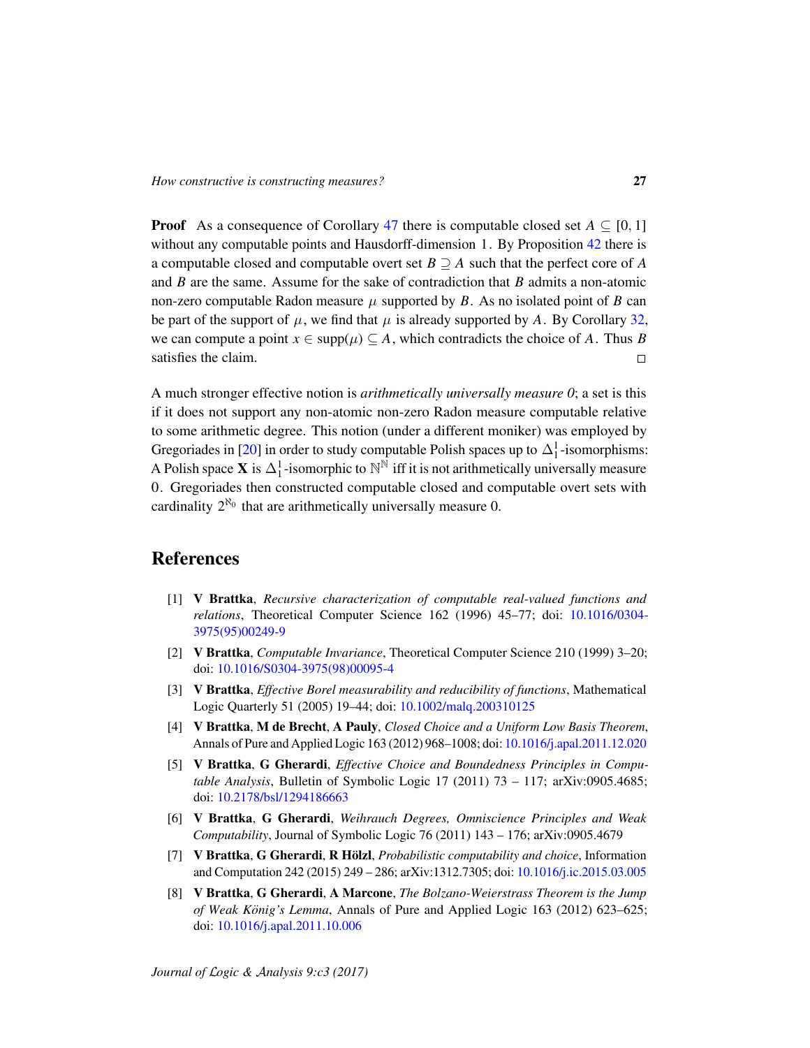**Proof** As a consequence of Corollary 47 there is computable closed set $A \subseteq [0, 1]$ without any computable points and Hausdorff-dimension 1. By Proposition 42 there is a computable closed and computable overt set $B \supseteq A$ such that the perfect core of $A$ and $B$ are the same. Assume for the sake of contradiction that $B$ admits a non-atomic non-zero computable Radon measure $\mu$ supported by $B$. As no isolated point of $B$ can be part of the support of $\mu$, we find that $\mu$ is already supported by $A$. By Corollary 32, we can compute a point $x \in \text{supp}(\mu) \subseteq A$, which contradicts the choice of $A$. Thus $B$ satisfies the claim. □

A much stronger effective notion is *arithmetically universally measure 0*; a set is this if it does not support any non-atomic non-zero Radon measure computable relative to some arithmetic degree. This notion (under a different moniker) was employed by Gregoriades in [20] in order to study computable Polish spaces up to $\Delta^1_1$-isomorphisms: A Polish space $\mathbf{X}$ is $\Delta^1_1$-isomorphic to $\mathbb{N}^\mathbb{N}$ iff it is not arithmetically universally measure 0. Gregoriades then constructed computable closed and computable overt sets with cardinality $2^{\aleph_0}$ that are arithmetically universally measure 0.

## References

[1] **V Brattka**, *Recursive characterization of computable real-valued functions and relations*, Theoretical Computer Science 162 (1996) 45–77; doi: 10.1016/0304-3975(95)00249-9

[2] **V Brattka**, *Computable Invariance*, Theoretical Computer Science 210 (1999) 3–20; doi: 10.1016/S0304-3975(98)00095-4

[3] **V Brattka**, *Effective Borel measurability and reducibility of functions*, Mathematical Logic Quarterly 51 (2005) 19–44; doi: 10.1002/malq.200310125

[4] **V Brattka**, **M de Brecht**, **A Pauly**, *Closed Choice and a Uniform Low Basis Theorem*, Annals of Pure and Applied Logic 163 (2012) 968–1008; doi: 10.1016/j.apal.2011.12.020

[5] **V Brattka**, **G Gherardi**, *Effective Choice and Boundedness Principles in Computable Analysis*, Bulletin of Symbolic Logic 17 (2011) 73 – 117; arXiv:0905.4685; doi: 10.2178/bsl/1294186663

[6] **V Brattka**, **G Gherardi**, *Weihrauch Degrees, Omniscience Principles and Weak Computability*, Journal of Symbolic Logic 76 (2011) 143 – 176; arXiv:0905.4679

[7] **V Brattka**, **G Gherardi**, **R Hölzl**, *Probabilistic computability and choice*, Information and Computation 242 (2015) 249 – 286; arXiv:1312.7305; doi: 10.1016/j.ic.2015.03.005

[8] **V Brattka**, **G Gherardi**, **A Marcone**, *The Bolzano-Weierstrass Theorem is the Jump of Weak König's Lemma*, Annals of Pure and Applied Logic 163 (2012) 623–625; doi: 10.1016/j.apal.2011.10.006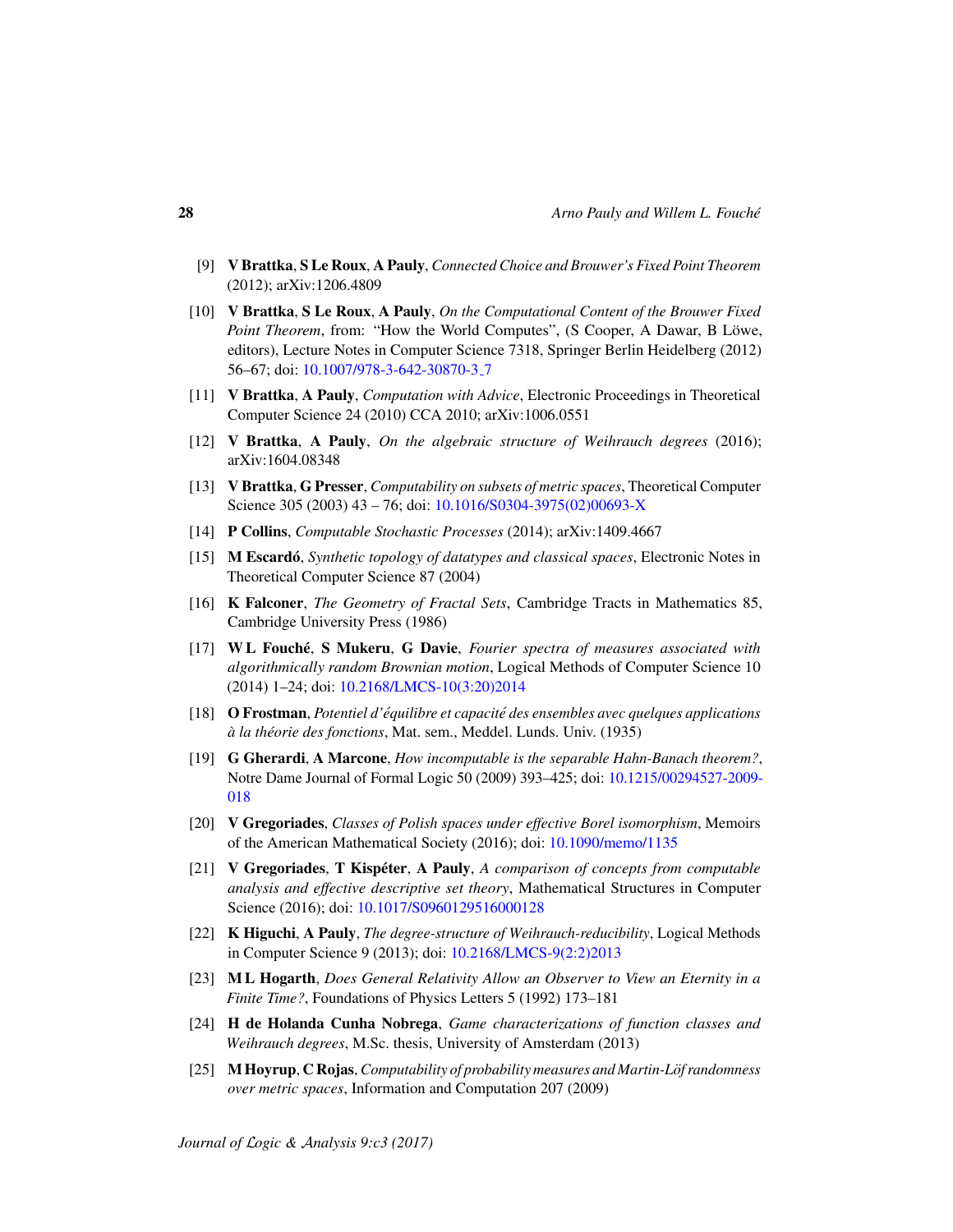[9] **V Brattka**, **S Le Roux**, **A Pauly**, *Connected Choice and Brouwer's Fixed Point Theorem* (2012); arXiv:1206.4809

[10] **V Brattka**, **S Le Roux**, **A Pauly**, *On the Computational Content of the Brouwer Fixed Point Theorem*, from: "How the World Computes", (S Cooper, A Dawar, B Löwe, editors), Lecture Notes in Computer Science 7318, Springer Berlin Heidelberg (2012) 56–67; doi: 10.1007/978-3-642-30870-3_7

[11] **V Brattka**, **A Pauly**, *Computation with Advice*, Electronic Proceedings in Theoretical Computer Science 24 (2010) CCA 2010; arXiv:1006.0551

[12] **V Brattka**, **A Pauly**, *On the algebraic structure of Weihrauch degrees* (2016); arXiv:1604.08348

[13] **V Brattka**, **G Presser**, *Computability on subsets of metric spaces*, Theoretical Computer Science 305 (2003) 43 – 76; doi: 10.1016/S0304-3975(02)00693-X

[14] **P Collins**, *Computable Stochastic Processes* (2014); arXiv:1409.4667

[15] **M Escardó**, *Synthetic topology of datatypes and classical spaces*, Electronic Notes in Theoretical Computer Science 87 (2004)

[16] **K Falconer**, *The Geometry of Fractal Sets*, Cambridge Tracts in Mathematics 85, Cambridge University Press (1986)

[17] **W L Fouché**, **S Mukeru**, **G Davie**, *Fourier spectra of measures associated with algorithmically random Brownian motion*, Logical Methods of Computer Science 10 (2014) 1–24; doi: 10.2168/LMCS-10(3:20)2014

[18] **O Frostman**, *Potentiel d'équilibre et capacité des ensembles avec quelques applications à la théorie des fonctions*, Mat. sem., Meddel. Lunds. Univ. (1935)

[19] **G Gherardi**, **A Marcone**, *How incomputable is the separable Hahn-Banach theorem?*, Notre Dame Journal of Formal Logic 50 (2009) 393–425; doi: 10.1215/00294527-2009-018

[20] **V Gregoriades**, *Classes of Polish spaces under effective Borel isomorphism*, Memoirs of the American Mathematical Society (2016); doi: 10.1090/memo/1135

[21] **V Gregoriades**, **T Kispéter**, **A Pauly**, *A comparison of concepts from computable analysis and effective descriptive set theory*, Mathematical Structures in Computer Science (2016); doi: 10.1017/S0960129516000128

[22] **K Higuchi**, **A Pauly**, *The degree-structure of Weihrauch-reducibility*, Logical Methods in Computer Science 9 (2013); doi: 10.2168/LMCS-9(2:2)2013

[23] **M L Hogarth**, *Does General Relativity Allow an Observer to View an Eternity in a Finite Time?*, Foundations of Physics Letters 5 (1992) 173–181

[24] **H de Holanda Cunha Nobrega**, *Game characterizations of function classes and Weihrauch degrees*, M.Sc. thesis, University of Amsterdam (2013)

[25] **M Hoyrup**, **C Rojas**, *Computability of probability measures and Martin-Löf randomness over metric spaces*, Information and Computation 207 (2009)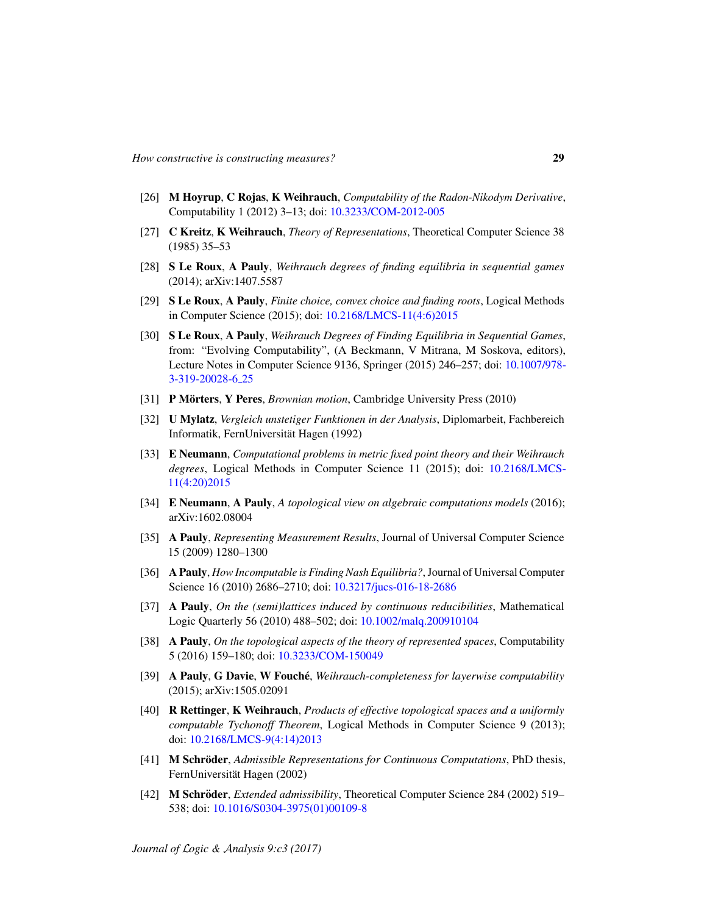[26] **M Hoyrup**, **C Rojas**, **K Weihrauch**, *Computability of the Radon-Nikodym Derivative*, Computability 1 (2012) 3–13; doi: 10.3233/COM-2012-005

[27] **C Kreitz**, **K Weihrauch**, *Theory of Representations*, Theoretical Computer Science 38 (1985) 35–53

[28] **S Le Roux**, **A Pauly**, *Weihrauch degrees of finding equilibria in sequential games* (2014); arXiv:1407.5587

[29] **S Le Roux**, **A Pauly**, *Finite choice, convex choice and finding roots*, Logical Methods in Computer Science (2015); doi: 10.2168/LMCS-11(4:6)2015

[30] **S Le Roux**, **A Pauly**, *Weihrauch Degrees of Finding Equilibria in Sequential Games*, from: "Evolving Computability", (A Beckmann, V Mitrana, M Soskova, editors), Lecture Notes in Computer Science 9136, Springer (2015) 246–257; doi: 10.1007/978-3-319-20028-6_25

[31] **P Mörters**, **Y Peres**, *Brownian motion*, Cambridge University Press (2010)

[32] **U Mylatz**, *Vergleich unstetiger Funktionen in der Analysis*, Diplomarbeit, Fachbereich Informatik, FernUniversität Hagen (1992)

[33] **E Neumann**, *Computational problems in metric fixed point theory and their Weihrauch degrees*, Logical Methods in Computer Science 11 (2015); doi: 10.2168/LMCS-11(4:20)2015

[34] **E Neumann**, **A Pauly**, *A topological view on algebraic computations models* (2016); arXiv:1602.08004

[35] **A Pauly**, *Representing Measurement Results*, Journal of Universal Computer Science 15 (2009) 1280–1300

[36] **A Pauly**, *How Incomputable is Finding Nash Equilibria?*, Journal of Universal Computer Science 16 (2010) 2686–2710; doi: 10.3217/jucs-016-18-2686

[37] **A Pauly**, *On the (semi)lattices induced by continuous reducibilities*, Mathematical Logic Quarterly 56 (2010) 488–502; doi: 10.1002/malq.200910104

[38] **A Pauly**, *On the topological aspects of the theory of represented spaces*, Computability 5 (2016) 159–180; doi: 10.3233/COM-150049

[39] **A Pauly**, **G Davie**, **W Fouché**, *Weihrauch-completeness for layerwise computability* (2015); arXiv:1505.02091

[40] **R Rettinger**, **K Weihrauch**, *Products of effective topological spaces and a uniformly computable Tychonoff Theorem*, Logical Methods in Computer Science 9 (2013); doi: 10.2168/LMCS-9(4:14)2013

[41] **M Schröder**, *Admissible Representations for Continuous Computations*, PhD thesis, FernUniversität Hagen (2002)

[42] **M Schröder**, *Extended admissibility*, Theoretical Computer Science 284 (2002) 519–538; doi: 10.1016/S0304-3975(01)00109-8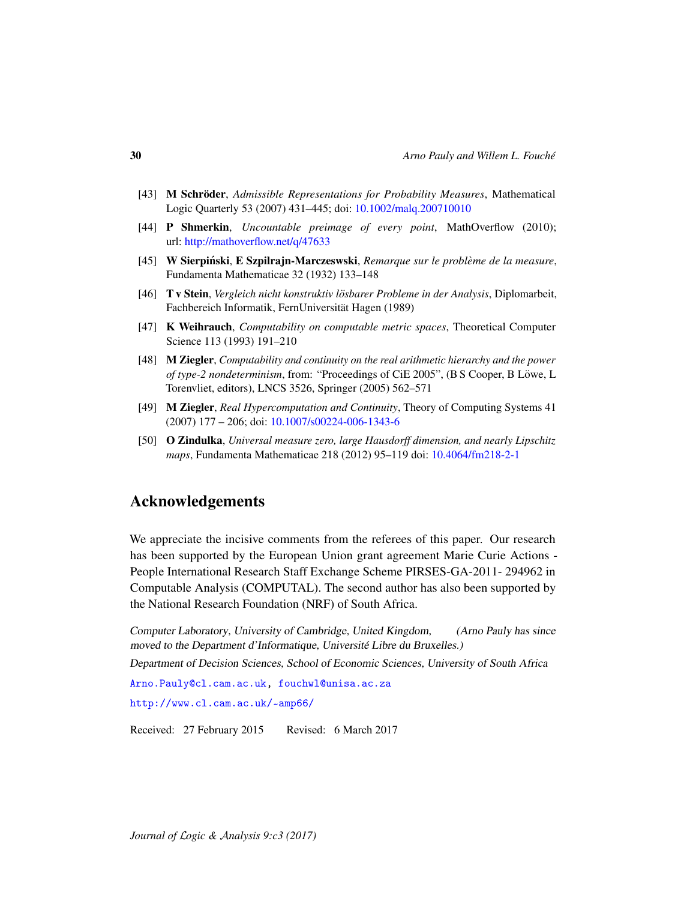[43] **M Schröder**, *Admissible Representations for Probability Measures*, Mathematical Logic Quarterly 53 (2007) 431–445; doi: 10.1002/malq.200710010

[44] **P Shmerkin**, *Uncountable preimage of every point*, MathOverflow (2010); url: http://mathoverflow.net/q/47633

[45] **W Sierpiński**, **E Szpilrajn-Marczeswski**, *Remarque sur le problème de la measure*, Fundamenta Mathematicae 32 (1932) 133–148

[46] **T v Stein**, *Vergleich nicht konstruktiv lösbarer Probleme in der Analysis*, Diplomarbeit, Fachbereich Informatik, FernUniversität Hagen (1989)

[47] **K Weihrauch**, *Computability on computable metric spaces*, Theoretical Computer Science 113 (1993) 191–210

[48] **M Ziegler**, *Computability and continuity on the real arithmetic hierarchy and the power of type-2 nondeterminism*, from: "Proceedings of CiE 2005", (B S Cooper, B Löwe, L Torenvliet, editors), LNCS 3526, Springer (2005) 562–571

[49] **M Ziegler**, *Real Hypercomputation and Continuity*, Theory of Computing Systems 41 (2007) 177 – 206; doi: 10.1007/s00224-006-1343-6

[50] **O Zindulka**, *Universal measure zero, large Hausdorff dimension, and nearly Lipschitz maps*, Fundamenta Mathematicae 218 (2012) 95–119 doi: 10.4064/fm218-2-1

## Acknowledgements

We appreciate the incisive comments from the referees of this paper. Our research has been supported by the European Union grant agreement Marie Curie Actions - People International Research Staff Exchange Scheme PIRSES-GA-2011- 294962 in Computable Analysis (COMPUTAL). The second author has also been supported by the National Research Foundation (NRF) of South Africa.

*Computer Laboratory, University of Cambridge, United Kingdom, (Arno Pauly has since moved to the Department d'Informatique, Université Libre du Bruxelles.)*

*Department of Decision Sciences, School of Economic Sciences, University of South Africa*

Arno.Pauly@cl.cam.ac.uk, fouchwl@unisa.ac.za

http://www.cl.cam.ac.uk/~amp66/

Received: 27 February 2015 Revised: 6 March 2017